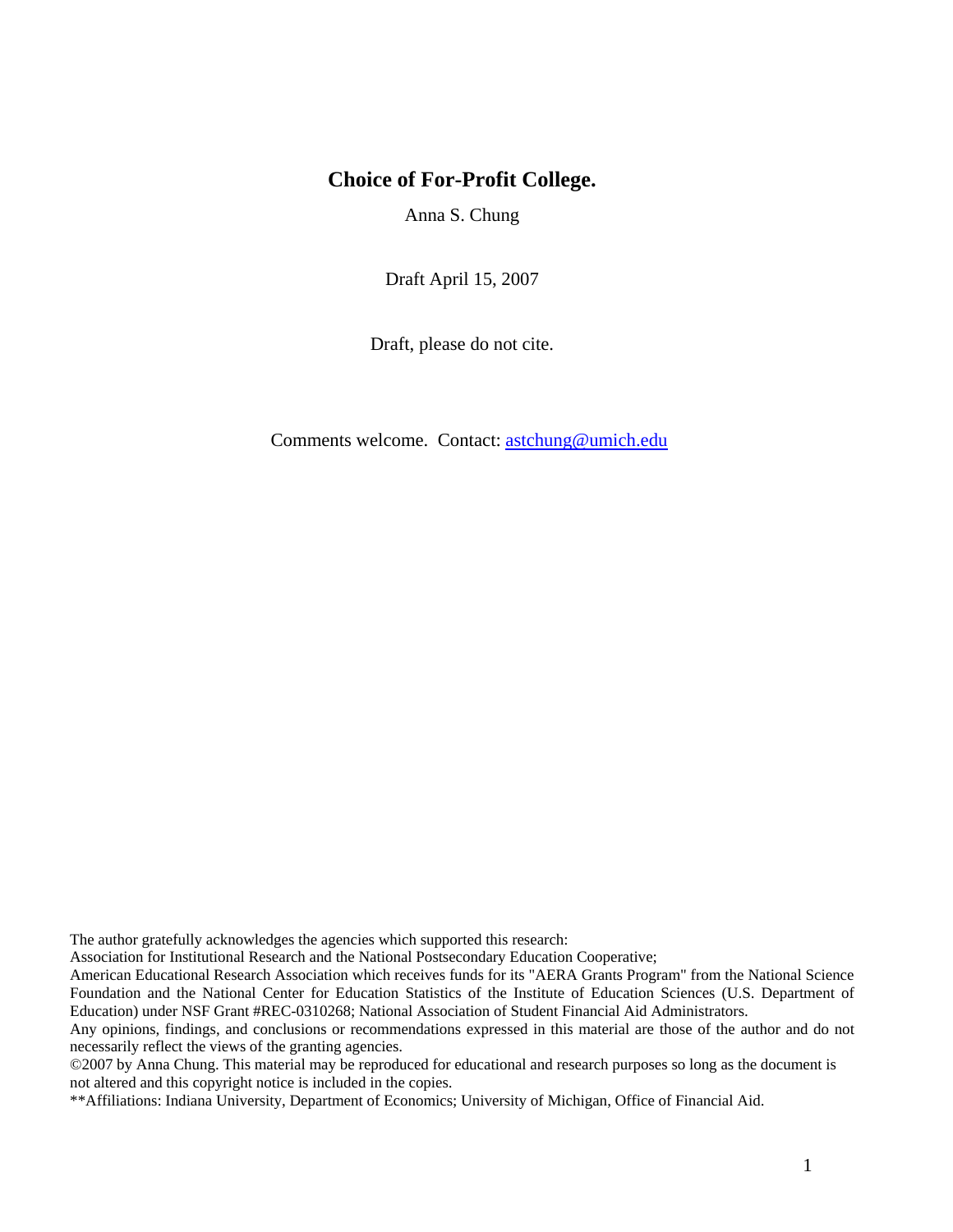# Choice of For-Profit College.

Anna S. Chung

Draft April 15, 2007

Draft, please do not cite.

Comments welcome. Contact: astchung@umich.edu

The author gratefully acknowledges the agencies which supported this research:
Association for Institutional Research and the National Postsecondary Education Cooperative;
American Educational Research Association which receives funds for its "AERA Grants Program" from the National Science Foundation and the National Center for Education Statistics of the Institute of Education Sciences (U.S. Department of Education) under NSF Grant #REC-0310268; National Association of Student Financial Aid Administrators.
Any opinions, findings, and conclusions or recommendations expressed in this material are those of the author and do not necessarily reflect the views of the granting agencies.
©2007 by Anna Chung. This material may be reproduced for educational and research purposes so long as the document is not altered and this copyright notice is included in the copies.
**Affiliations: Indiana University, Department of Economics; University of Michigan, Office of Financial Aid.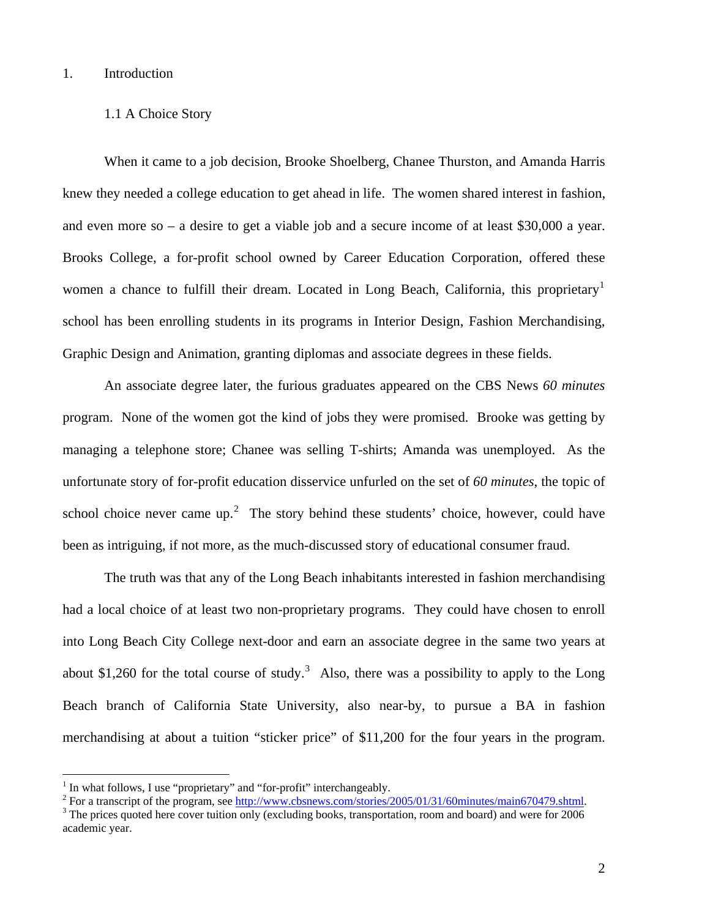## 1. Introduction

### 1.1 A Choice Story

When it came to a job decision, Brooke Shoelberg, Chanee Thurston, and Amanda Harris knew they needed a college education to get ahead in life. The women shared interest in fashion, and even more so – a desire to get a viable job and a secure income of at least $30,000 a year. Brooks College, a for-profit school owned by Career Education Corporation, offered these women a chance to fulfill their dream. Located in Long Beach, California, this proprietary[1] school has been enrolling students in its programs in Interior Design, Fashion Merchandising, Graphic Design and Animation, granting diplomas and associate degrees in these fields.

An associate degree later, the furious graduates appeared on the CBS News *60 minutes* program. None of the women got the kind of jobs they were promised. Brooke was getting by managing a telephone store; Chanee was selling T-shirts; Amanda was unemployed. As the unfortunate story of for-profit education disservice unfurled on the set of *60 minutes*, the topic of school choice never came up.[2] The story behind these students' choice, however, could have been as intriguing, if not more, as the much-discussed story of educational consumer fraud.

The truth was that any of the Long Beach inhabitants interested in fashion merchandising had a local choice of at least two non-proprietary programs. They could have chosen to enroll into Long Beach City College next-door and earn an associate degree in the same two years at about $1,260 for the total course of study.[3] Also, there was a possibility to apply to the Long Beach branch of California State University, also near-by, to pursue a BA in fashion merchandising at about a tuition "sticker price" of $11,200 for the four years in the program.

---

[1] In what follows, I use "proprietary" and "for-profit" interchangeably.

[2] For a transcript of the program, see http://www.cbsnews.com/stories/2005/01/31/60minutes/main670479.shtml.

[3] The prices quoted here cover tuition only (excluding books, transportation, room and board) and were for 2006 academic year.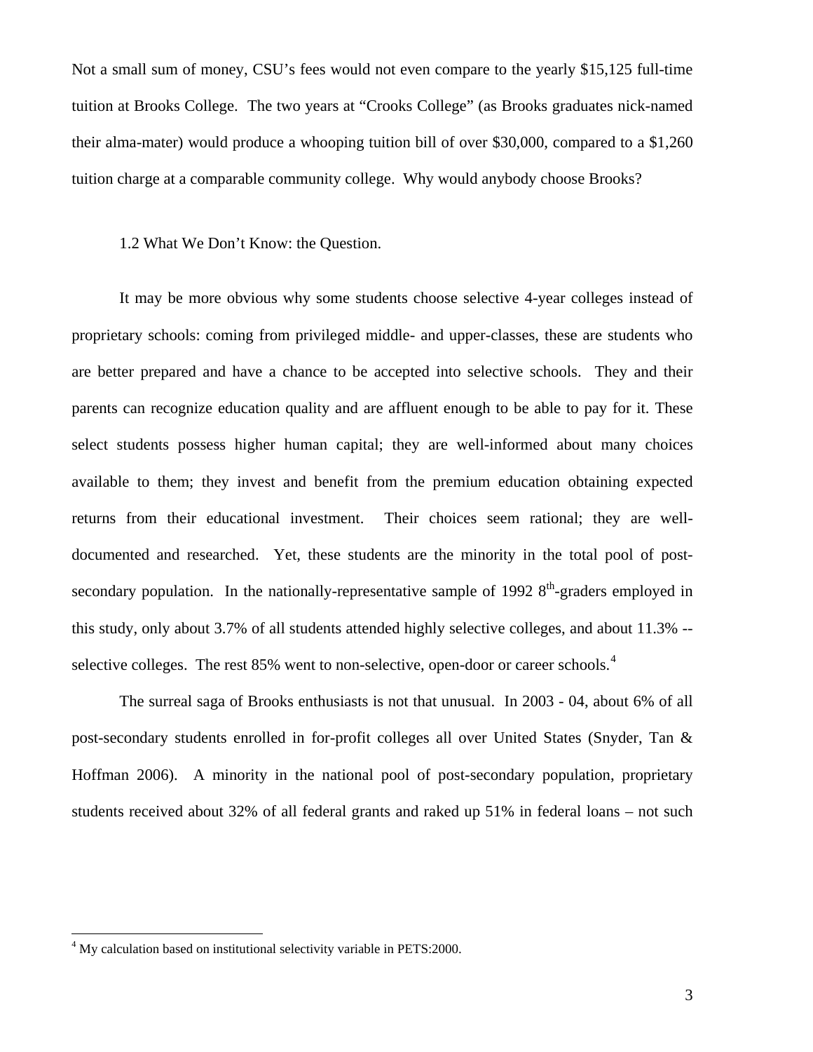Not a small sum of money, CSU's fees would not even compare to the yearly $15,125 full-time tuition at Brooks College. The two years at "Crooks College" (as Brooks graduates nick-named their alma-mater) would produce a whooping tuition bill of over $30,000, compared to a $1,260 tuition charge at a comparable community college. Why would anybody choose Brooks?

### 1.2 What We Don't Know: the Question.

It may be more obvious why some students choose selective 4-year colleges instead of proprietary schools: coming from privileged middle- and upper-classes, these are students who are better prepared and have a chance to be accepted into selective schools. They and their parents can recognize education quality and are affluent enough to be able to pay for it. These select students possess higher human capital; they are well-informed about many choices available to them; they invest and benefit from the premium education obtaining expected returns from their educational investment. Their choices seem rational; they are well-documented and researched. Yet, these students are the minority in the total pool of post-secondary population. In the nationally-representative sample of 1992 8th-graders employed in this study, only about 3.7% of all students attended highly selective colleges, and about 11.3% -- selective colleges. The rest 85% went to non-selective, open-door or career schools.[4]

The surreal saga of Brooks enthusiasts is not that unusual. In 2003 - 04, about 6% of all post-secondary students enrolled in for-profit colleges all over United States (Snyder, Tan & Hoffman 2006). A minority in the national pool of post-secondary population, proprietary students received about 32% of all federal grants and raked up 51% in federal loans – not such

[4] My calculation based on institutional selectivity variable in PETS:2000.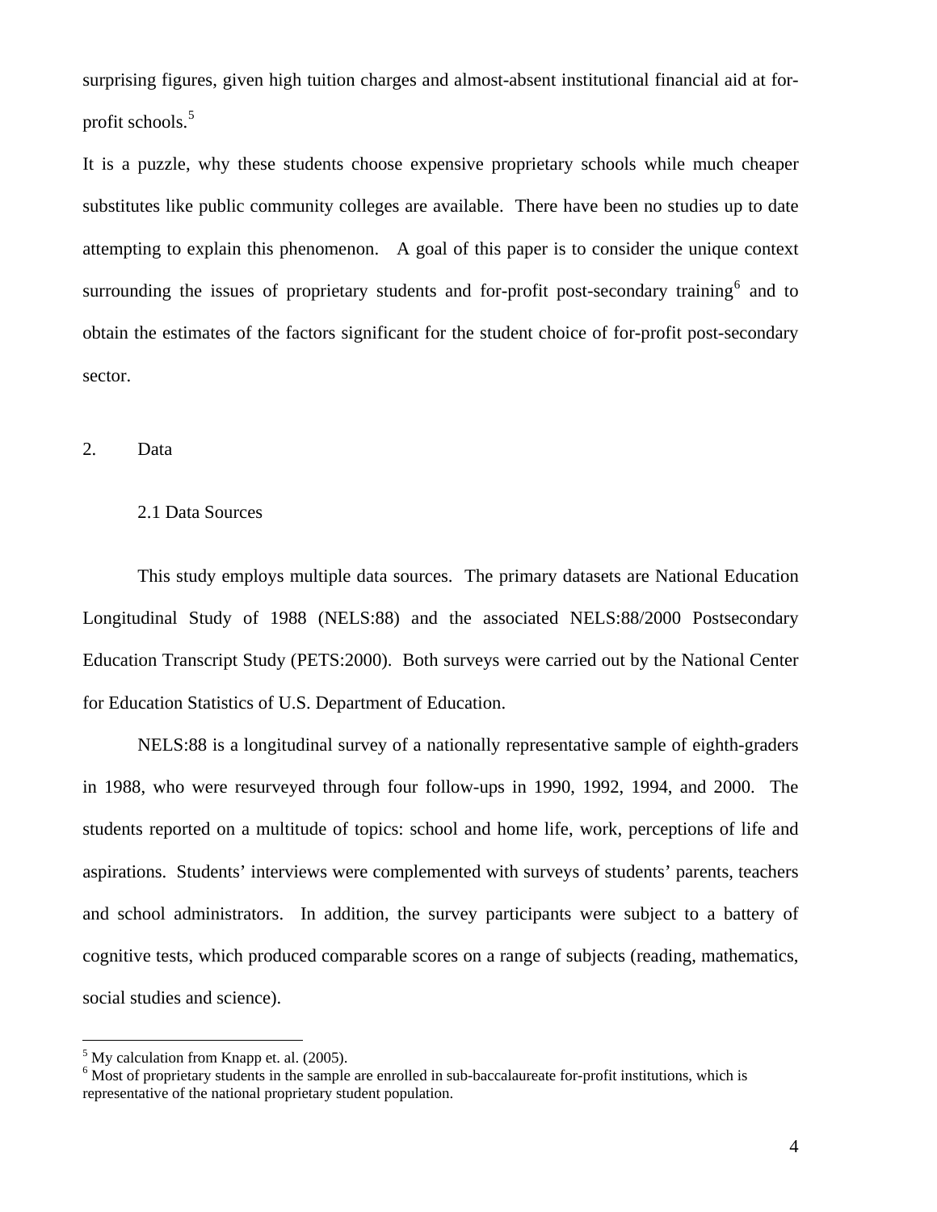surprising figures, given high tuition charges and almost-absent institutional financial aid at for-profit schools.[5]

It is a puzzle, why these students choose expensive proprietary schools while much cheaper substitutes like public community colleges are available. There have been no studies up to date attempting to explain this phenomenon. A goal of this paper is to consider the unique context surrounding the issues of proprietary students and for-profit post-secondary training[6] and to obtain the estimates of the factors significant for the student choice of for-profit post-secondary sector.

## 2. Data

### 2.1 Data Sources

This study employs multiple data sources. The primary datasets are National Education Longitudinal Study of 1988 (NELS:88) and the associated NELS:88/2000 Postsecondary Education Transcript Study (PETS:2000). Both surveys were carried out by the National Center for Education Statistics of U.S. Department of Education.

NELS:88 is a longitudinal survey of a nationally representative sample of eighth-graders in 1988, who were resurveyed through four follow-ups in 1990, 1992, 1994, and 2000. The students reported on a multitude of topics: school and home life, work, perceptions of life and aspirations. Students' interviews were complemented with surveys of students' parents, teachers and school administrators. In addition, the survey participants were subject to a battery of cognitive tests, which produced comparable scores on a range of subjects (reading, mathematics, social studies and science).

---

[5] My calculation from Knapp et. al. (2005).

[6] Most of proprietary students in the sample are enrolled in sub-baccalaureate for-profit institutions, which is representative of the national proprietary student population.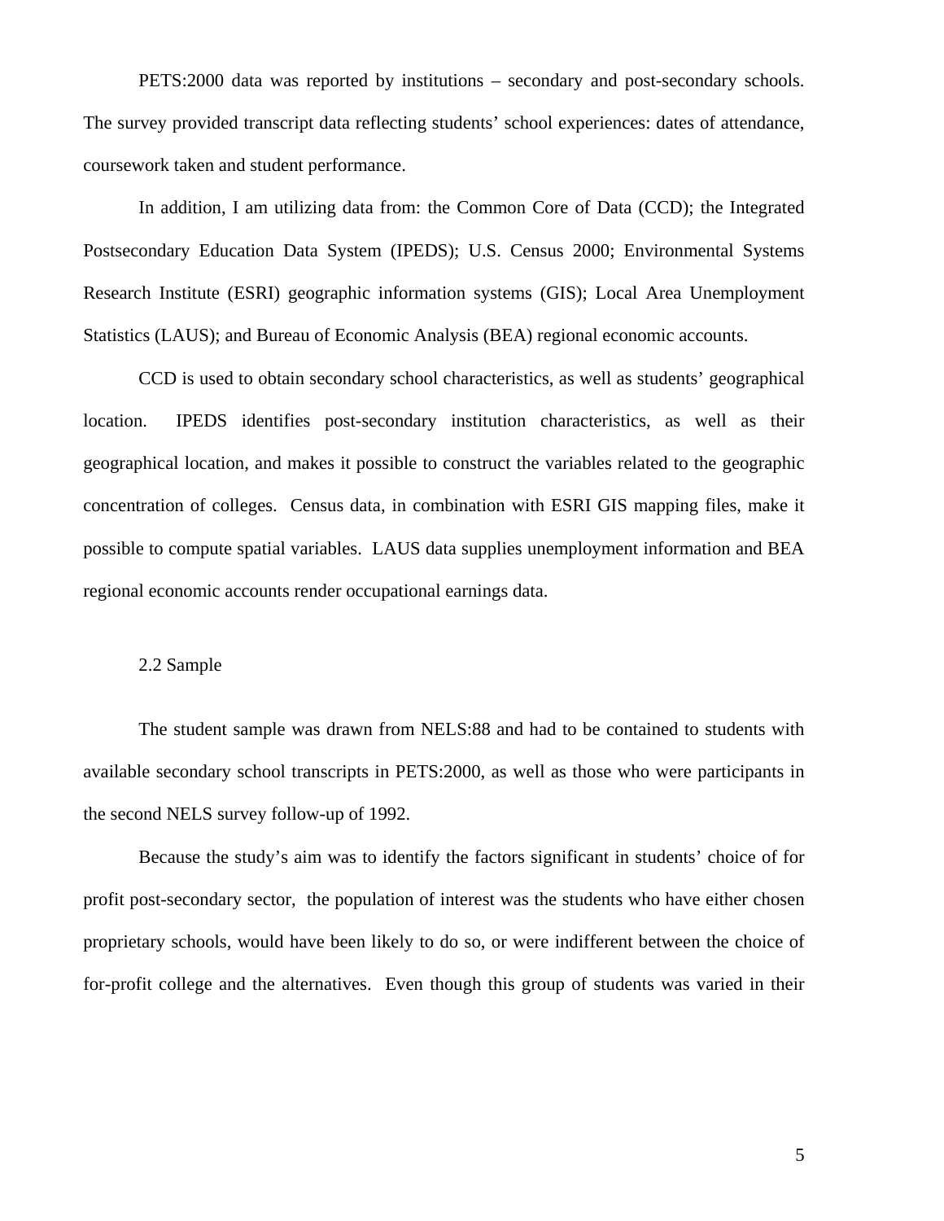PETS:2000 data was reported by institutions – secondary and post-secondary schools. The survey provided transcript data reflecting students' school experiences: dates of attendance, coursework taken and student performance.

In addition, I am utilizing data from: the Common Core of Data (CCD); the Integrated Postsecondary Education Data System (IPEDS); U.S. Census 2000; Environmental Systems Research Institute (ESRI) geographic information systems (GIS); Local Area Unemployment Statistics (LAUS); and Bureau of Economic Analysis (BEA) regional economic accounts.

CCD is used to obtain secondary school characteristics, as well as students' geographical location. IPEDS identifies post-secondary institution characteristics, as well as their geographical location, and makes it possible to construct the variables related to the geographic concentration of colleges. Census data, in combination with ESRI GIS mapping files, make it possible to compute spatial variables. LAUS data supplies unemployment information and BEA regional economic accounts render occupational earnings data.

## 2.2 Sample

The student sample was drawn from NELS:88 and had to be contained to students with available secondary school transcripts in PETS:2000, as well as those who were participants in the second NELS survey follow-up of 1992.

Because the study's aim was to identify the factors significant in students' choice of for profit post-secondary sector, the population of interest was the students who have either chosen proprietary schools, would have been likely to do so, or were indifferent between the choice of for-profit college and the alternatives. Even though this group of students was varied in their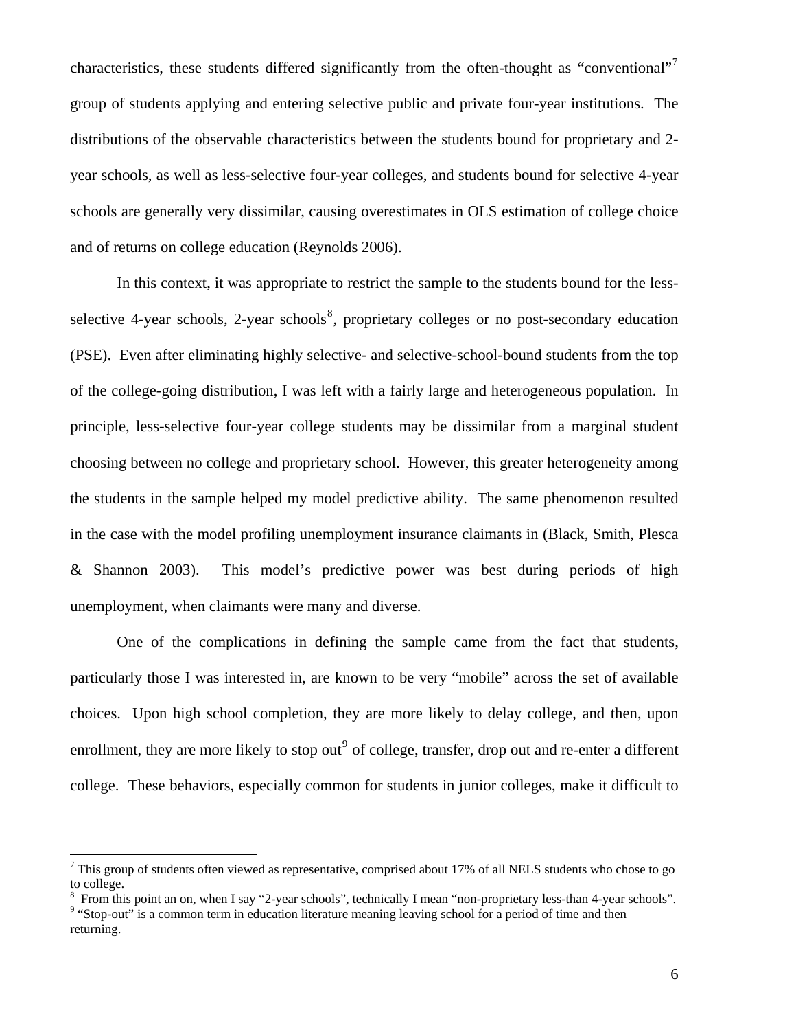characteristics, these students differed significantly from the often-thought as "conventional"[7] group of students applying and entering selective public and private four-year institutions. The distributions of the observable characteristics between the students bound for proprietary and 2-year schools, as well as less-selective four-year colleges, and students bound for selective 4-year schools are generally very dissimilar, causing overestimates in OLS estimation of college choice and of returns on college education (Reynolds 2006).

In this context, it was appropriate to restrict the sample to the students bound for the less-selective 4-year schools, 2-year schools[8], proprietary colleges or no post-secondary education (PSE). Even after eliminating highly selective- and selective-school-bound students from the top of the college-going distribution, I was left with a fairly large and heterogeneous population. In principle, less-selective four-year college students may be dissimilar from a marginal student choosing between no college and proprietary school. However, this greater heterogeneity among the students in the sample helped my model predictive ability. The same phenomenon resulted in the case with the model profiling unemployment insurance claimants in (Black, Smith, Plesca & Shannon 2003). This model's predictive power was best during periods of high unemployment, when claimants were many and diverse.

One of the complications in defining the sample came from the fact that students, particularly those I was interested in, are known to be very "mobile" across the set of available choices. Upon high school completion, they are more likely to delay college, and then, upon enrollment, they are more likely to stop out[9] of college, transfer, drop out and re-enter a different college. These behaviors, especially common for students in junior colleges, make it difficult to

---

[7] This group of students often viewed as representative, comprised about 17% of all NELS students who chose to go to college.

[8] From this point an on, when I say "2-year schools", technically I mean "non-proprietary less-than 4-year schools".

[9] "Stop-out" is a common term in education literature meaning leaving school for a period of time and then returning.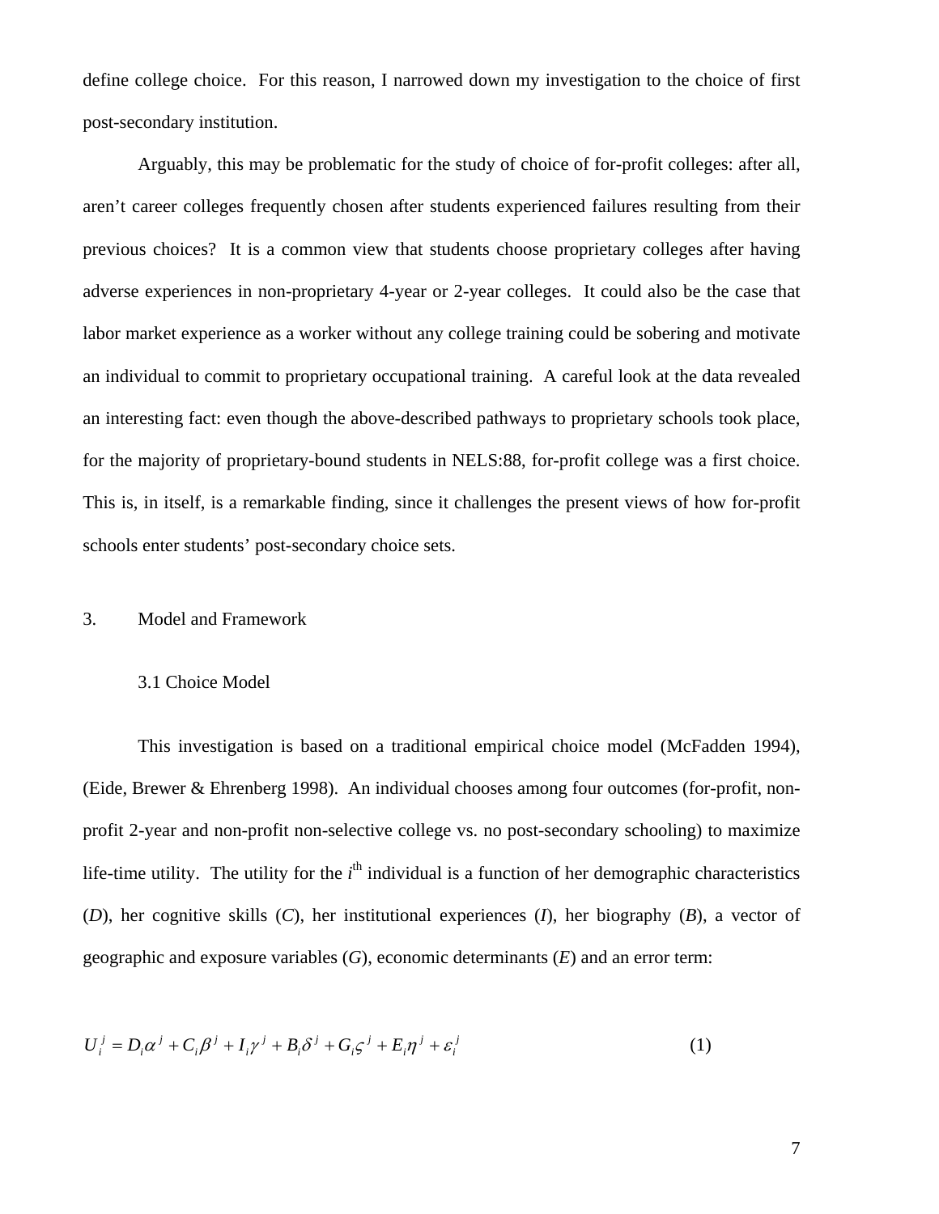define college choice. For this reason, I narrowed down my investigation to the choice of first post-secondary institution.

Arguably, this may be problematic for the study of choice of for-profit colleges: after all, aren't career colleges frequently chosen after students experienced failures resulting from their previous choices? It is a common view that students choose proprietary colleges after having adverse experiences in non-proprietary 4-year or 2-year colleges. It could also be the case that labor market experience as a worker without any college training could be sobering and motivate an individual to commit to proprietary occupational training. A careful look at the data revealed an interesting fact: even though the above-described pathways to proprietary schools took place, for the majority of proprietary-bound students in NELS:88, for-profit college was a first choice. This is, in itself, is a remarkable finding, since it challenges the present views of how for-profit schools enter students' post-secondary choice sets.

## 3. Model and Framework

### 3.1 Choice Model

This investigation is based on a traditional empirical choice model (McFadden 1994), (Eide, Brewer & Ehrenberg 1998). An individual chooses among four outcomes (for-profit, non-profit 2-year and non-profit non-selective college vs. no post-secondary schooling) to maximize life-time utility. The utility for the $i^{th}$ individual is a function of her demographic characteristics (*D*), her cognitive skills (*C*), her institutional experiences (*I*), her biography (*B*), a vector of geographic and exposure variables (*G*), economic determinants (*E*) and an error term:

$$U_i^j = D_i\alpha^j + C_i\beta^j + I_i\gamma^j + B_i\delta^j + G_i\varsigma^j + E_i\eta^j + \varepsilon_i^j \qquad (1)$$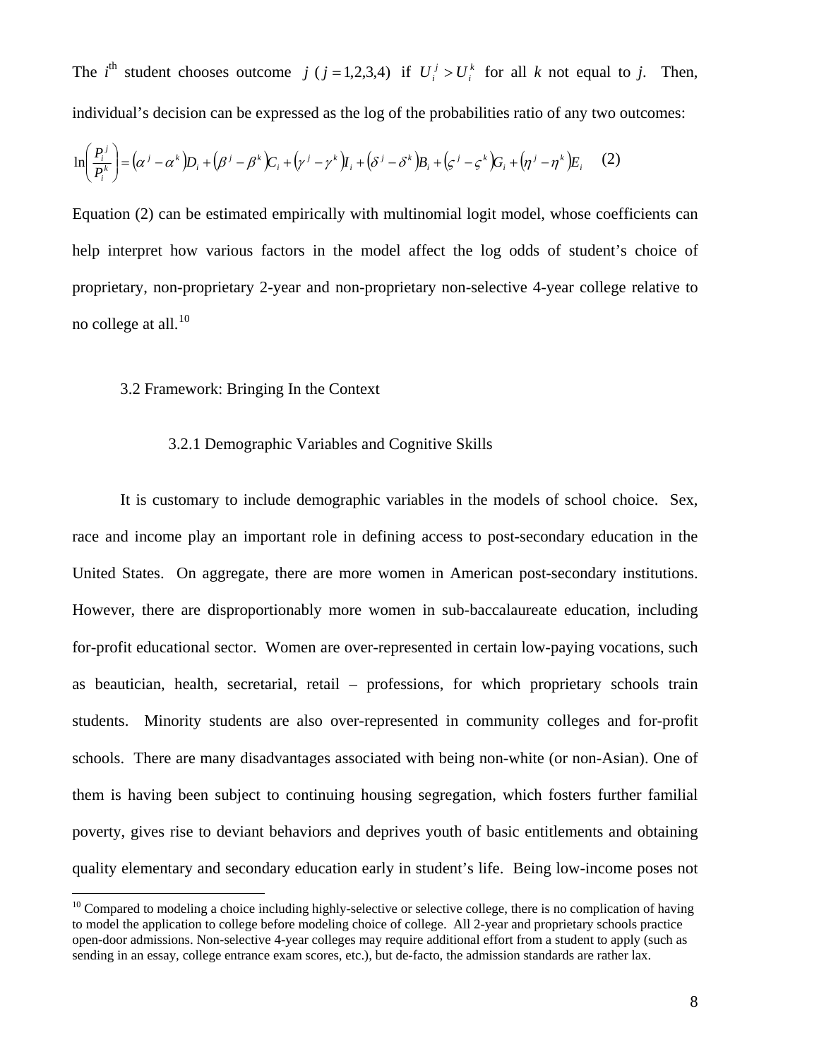The $i^{\text{th}}$ student chooses outcome $j$ ($j = 1,2,3,4$) if $U_i^j > U_i^k$ for all $k$ not equal to $j$. Then, individual's decision can be expressed as the log of the probabilities ratio of any two outcomes:

$$\ln\left(\frac{P_i^j}{P_i^k}\right) = \left(\alpha^j - \alpha^k\right)D_i + \left(\beta^j - \beta^k\right)C_i + \left(\gamma^j - \gamma^k\right)I_i + \left(\delta^j - \delta^k\right)B_i + \left(\varsigma^j - \varsigma^k\right)G_i + \left(\eta^j - \eta^k\right)E_i \quad (2)$$

Equation (2) can be estimated empirically with multinomial logit model, whose coefficients can help interpret how various factors in the model affect the log odds of student's choice of proprietary, non-proprietary 2-year and non-proprietary non-selective 4-year college relative to no college at all.[10]

### 3.2 Framework: Bringing In the Context

#### 3.2.1 Demographic Variables and Cognitive Skills

It is customary to include demographic variables in the models of school choice. Sex, race and income play an important role in defining access to post-secondary education in the United States. On aggregate, there are more women in American post-secondary institutions. However, there are disproportionably more women in sub-baccalaureate education, including for-profit educational sector. Women are over-represented in certain low-paying vocations, such as beautician, health, secretarial, retail – professions, for which proprietary schools train students. Minority students are also over-represented in community colleges and for-profit schools. There are many disadvantages associated with being non-white (or non-Asian). One of them is having been subject to continuing housing segregation, which fosters further familial poverty, gives rise to deviant behaviors and deprives youth of basic entitlements and obtaining quality elementary and secondary education early in student's life. Being low-income poses not

---

[10] Compared to modeling a choice including highly-selective or selective college, there is no complication of having to model the application to college before modeling choice of college. All 2-year and proprietary schools practice open-door admissions. Non-selective 4-year colleges may require additional effort from a student to apply (such as sending in an essay, college entrance exam scores, etc.), but de-facto, the admission standards are rather lax.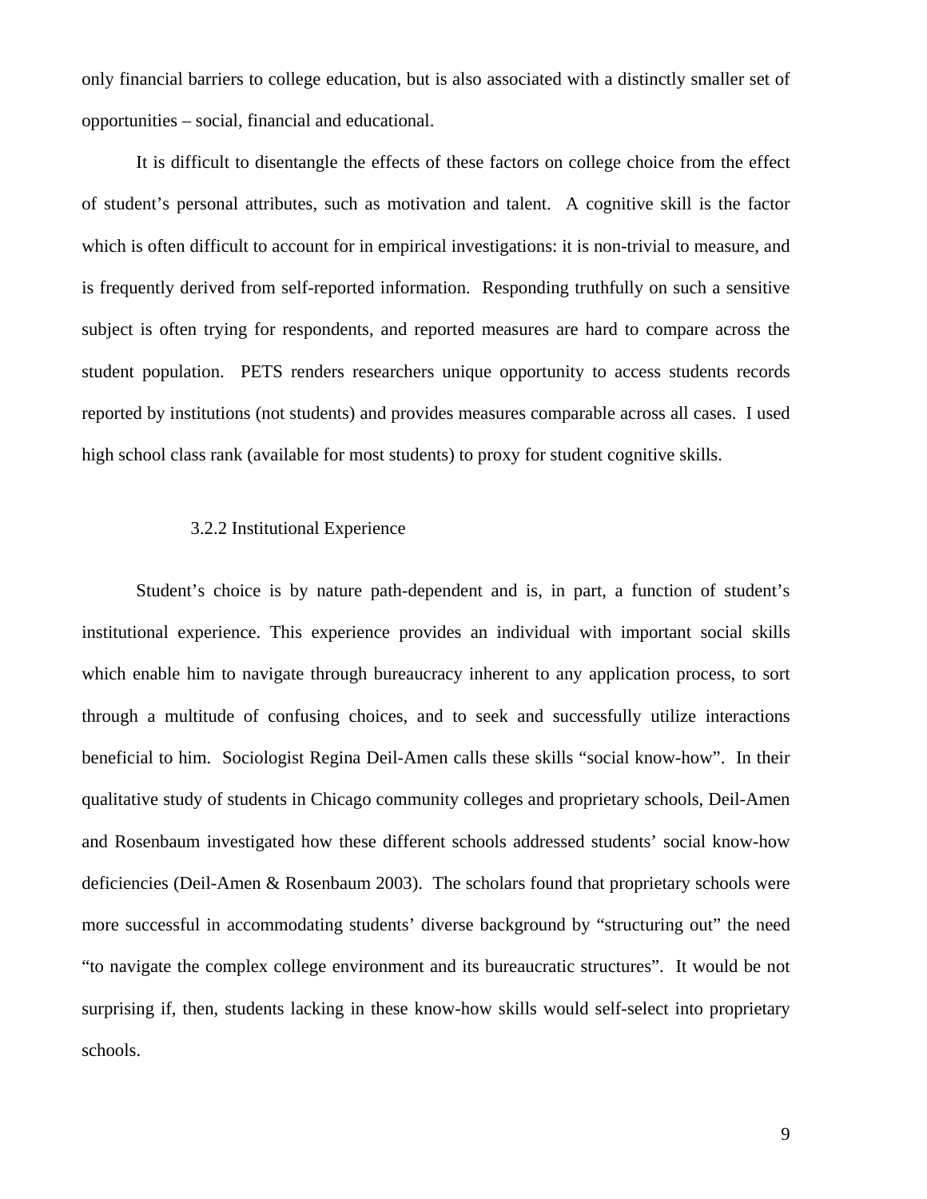only financial barriers to college education, but is also associated with a distinctly smaller set of opportunities – social, financial and educational.

It is difficult to disentangle the effects of these factors on college choice from the effect of student's personal attributes, such as motivation and talent. A cognitive skill is the factor which is often difficult to account for in empirical investigations: it is non-trivial to measure, and is frequently derived from self-reported information. Responding truthfully on such a sensitive subject is often trying for respondents, and reported measures are hard to compare across the student population. PETS renders researchers unique opportunity to access students records reported by institutions (not students) and provides measures comparable across all cases. I used high school class rank (available for most students) to proxy for student cognitive skills.

### 3.2.2 Institutional Experience

Student's choice is by nature path-dependent and is, in part, a function of student's institutional experience. This experience provides an individual with important social skills which enable him to navigate through bureaucracy inherent to any application process, to sort through a multitude of confusing choices, and to seek and successfully utilize interactions beneficial to him. Sociologist Regina Deil-Amen calls these skills "social know-how". In their qualitative study of students in Chicago community colleges and proprietary schools, Deil-Amen and Rosenbaum investigated how these different schools addressed students' social know-how deficiencies (Deil-Amen & Rosenbaum 2003). The scholars found that proprietary schools were more successful in accommodating students' diverse background by "structuring out" the need "to navigate the complex college environment and its bureaucratic structures". It would be not surprising if, then, students lacking in these know-how skills would self-select into proprietary schools.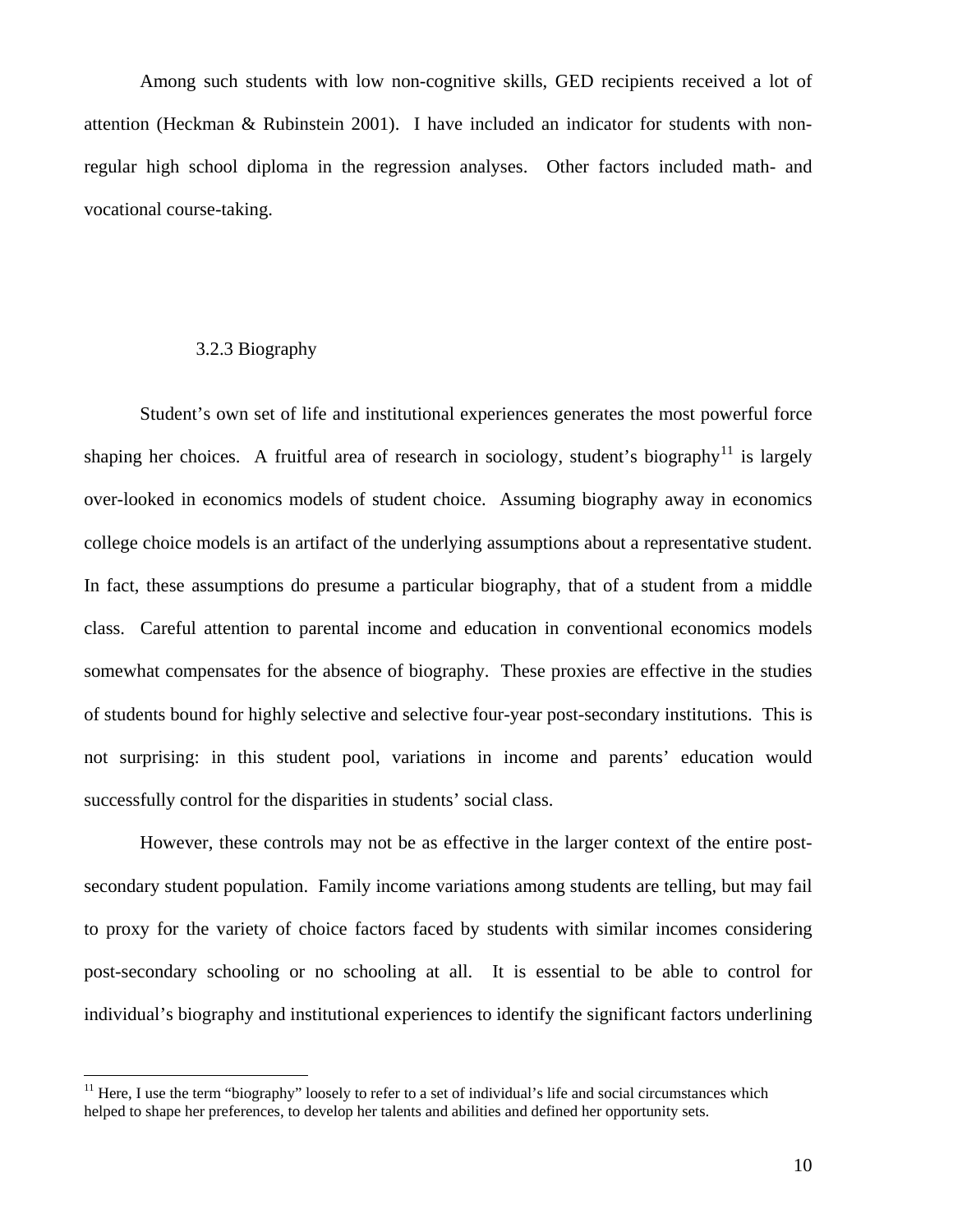Among such students with low non-cognitive skills, GED recipients received a lot of attention (Heckman & Rubinstein 2001). I have included an indicator for students with non-regular high school diploma in the regression analyses. Other factors included math- and vocational course-taking.

### 3.2.3 Biography

Student's own set of life and institutional experiences generates the most powerful force shaping her choices. A fruitful area of research in sociology, student's biography[11] is largely over-looked in economics models of student choice. Assuming biography away in economics college choice models is an artifact of the underlying assumptions about a representative student. In fact, these assumptions do presume a particular biography, that of a student from a middle class. Careful attention to parental income and education in conventional economics models somewhat compensates for the absence of biography. These proxies are effective in the studies of students bound for highly selective and selective four-year post-secondary institutions. This is not surprising: in this student pool, variations in income and parents' education would successfully control for the disparities in students' social class.

However, these controls may not be as effective in the larger context of the entire post-secondary student population. Family income variations among students are telling, but may fail to proxy for the variety of choice factors faced by students with similar incomes considering post-secondary schooling or no schooling at all. It is essential to be able to control for individual's biography and institutional experiences to identify the significant factors underlining

[11] Here, I use the term "biography" loosely to refer to a set of individual's life and social circumstances which helped to shape her preferences, to develop her talents and abilities and defined her opportunity sets.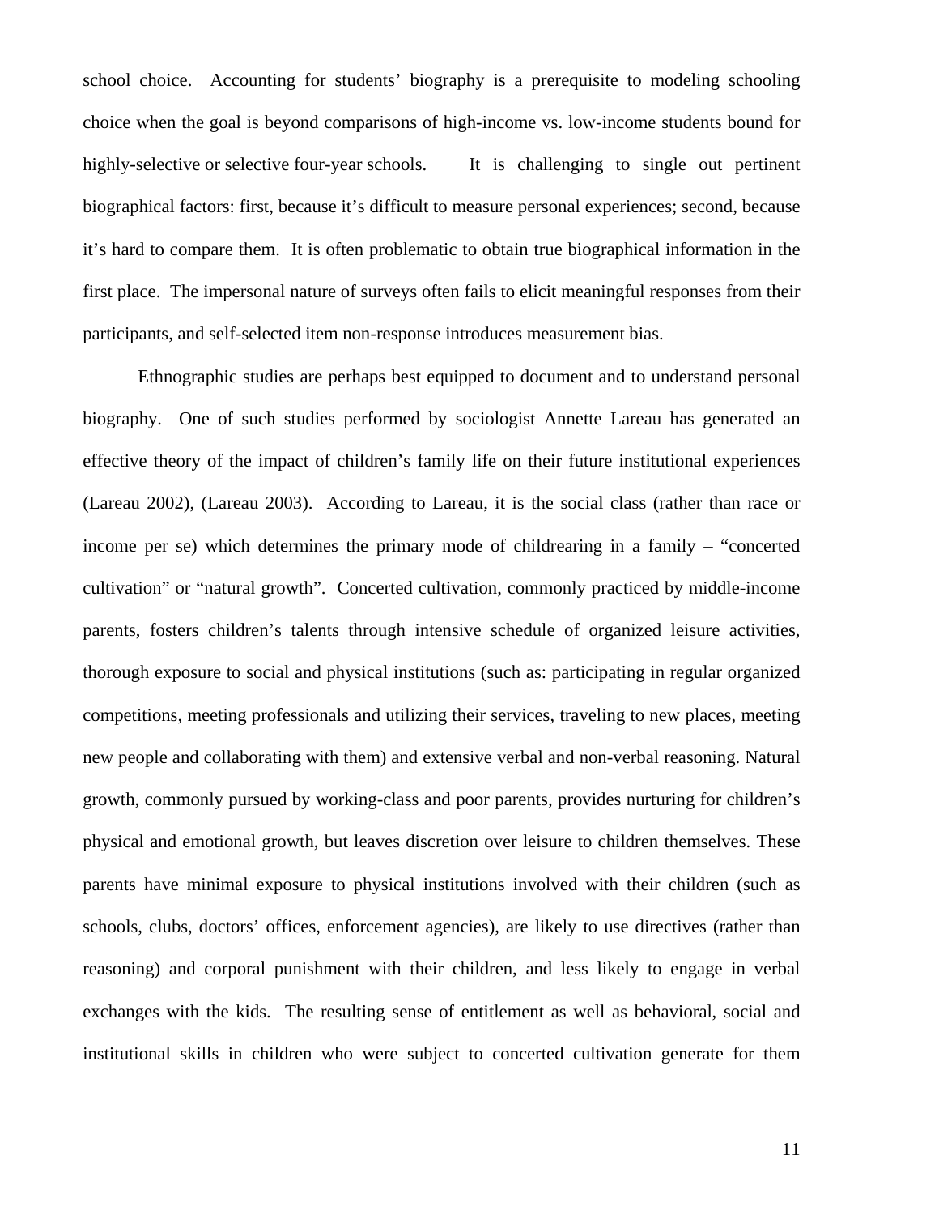school choice. Accounting for students' biography is a prerequisite to modeling schooling choice when the goal is beyond comparisons of high-income vs. low-income students bound for highly-selective or selective four-year schools. It is challenging to single out pertinent biographical factors: first, because it's difficult to measure personal experiences; second, because it's hard to compare them. It is often problematic to obtain true biographical information in the first place. The impersonal nature of surveys often fails to elicit meaningful responses from their participants, and self-selected item non-response introduces measurement bias.

Ethnographic studies are perhaps best equipped to document and to understand personal biography. One of such studies performed by sociologist Annette Lareau has generated an effective theory of the impact of children's family life on their future institutional experiences (Lareau 2002), (Lareau 2003). According to Lareau, it is the social class (rather than race or income per se) which determines the primary mode of childrearing in a family – "concerted cultivation" or "natural growth". Concerted cultivation, commonly practiced by middle-income parents, fosters children's talents through intensive schedule of organized leisure activities, thorough exposure to social and physical institutions (such as: participating in regular organized competitions, meeting professionals and utilizing their services, traveling to new places, meeting new people and collaborating with them) and extensive verbal and non-verbal reasoning. Natural growth, commonly pursued by working-class and poor parents, provides nurturing for children's physical and emotional growth, but leaves discretion over leisure to children themselves. These parents have minimal exposure to physical institutions involved with their children (such as schools, clubs, doctors' offices, enforcement agencies), are likely to use directives (rather than reasoning) and corporal punishment with their children, and less likely to engage in verbal exchanges with the kids. The resulting sense of entitlement as well as behavioral, social and institutional skills in children who were subject to concerted cultivation generate for them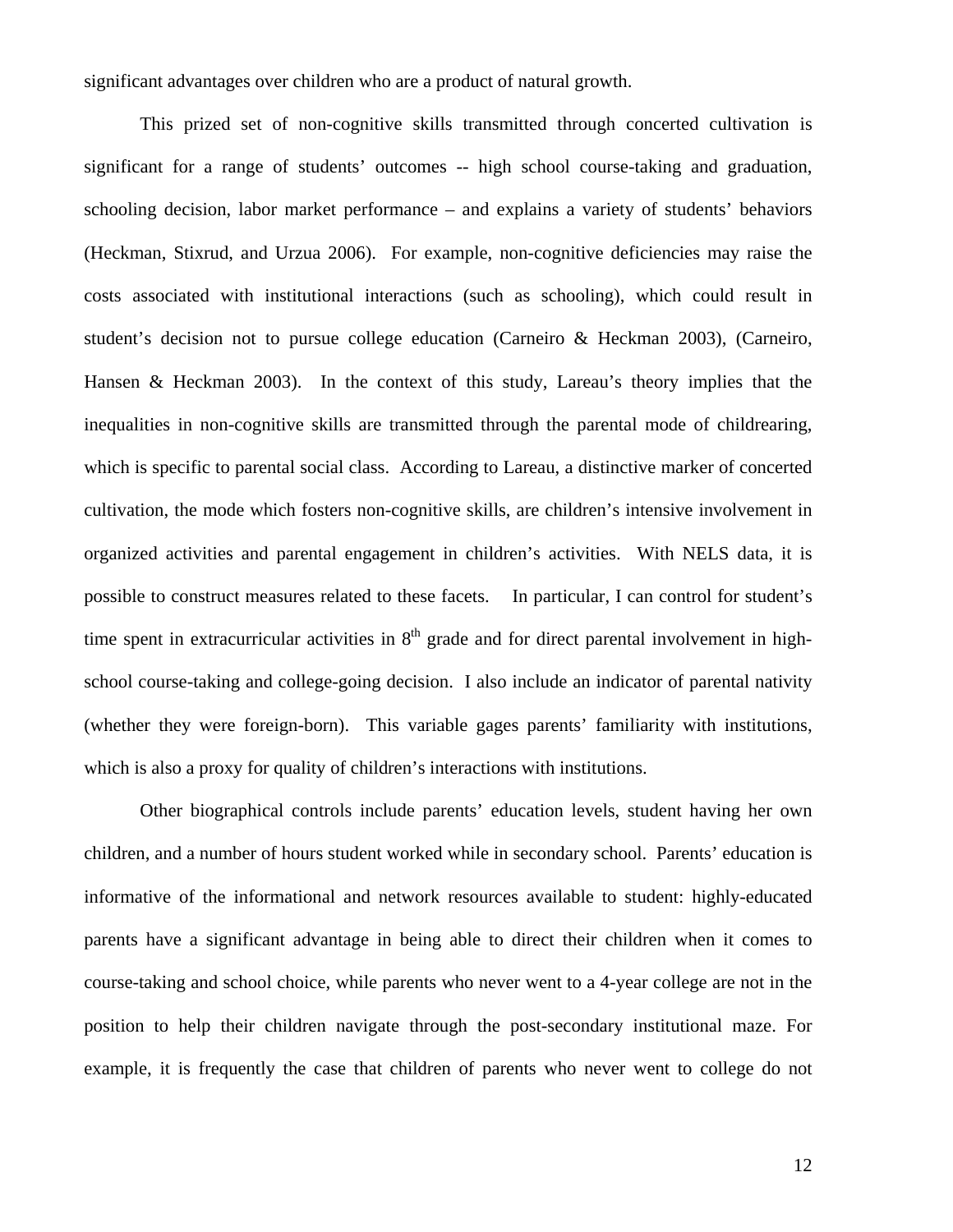significant advantages over children who are a product of natural growth.

This prized set of non-cognitive skills transmitted through concerted cultivation is significant for a range of students' outcomes -- high school course-taking and graduation, schooling decision, labor market performance – and explains a variety of students' behaviors (Heckman, Stixrud, and Urzua 2006). For example, non-cognitive deficiencies may raise the costs associated with institutional interactions (such as schooling), which could result in student's decision not to pursue college education (Carneiro & Heckman 2003), (Carneiro, Hansen & Heckman 2003). In the context of this study, Lareau's theory implies that the inequalities in non-cognitive skills are transmitted through the parental mode of childrearing, which is specific to parental social class. According to Lareau, a distinctive marker of concerted cultivation, the mode which fosters non-cognitive skills, are children's intensive involvement in organized activities and parental engagement in children's activities. With NELS data, it is possible to construct measures related to these facets. In particular, I can control for student's time spent in extracurricular activities in 8th grade and for direct parental involvement in high-school course-taking and college-going decision. I also include an indicator of parental nativity (whether they were foreign-born). This variable gages parents' familiarity with institutions, which is also a proxy for quality of children's interactions with institutions.

Other biographical controls include parents' education levels, student having her own children, and a number of hours student worked while in secondary school. Parents' education is informative of the informational and network resources available to student: highly-educated parents have a significant advantage in being able to direct their children when it comes to course-taking and school choice, while parents who never went to a 4-year college are not in the position to help their children navigate through the post-secondary institutional maze. For example, it is frequently the case that children of parents who never went to college do not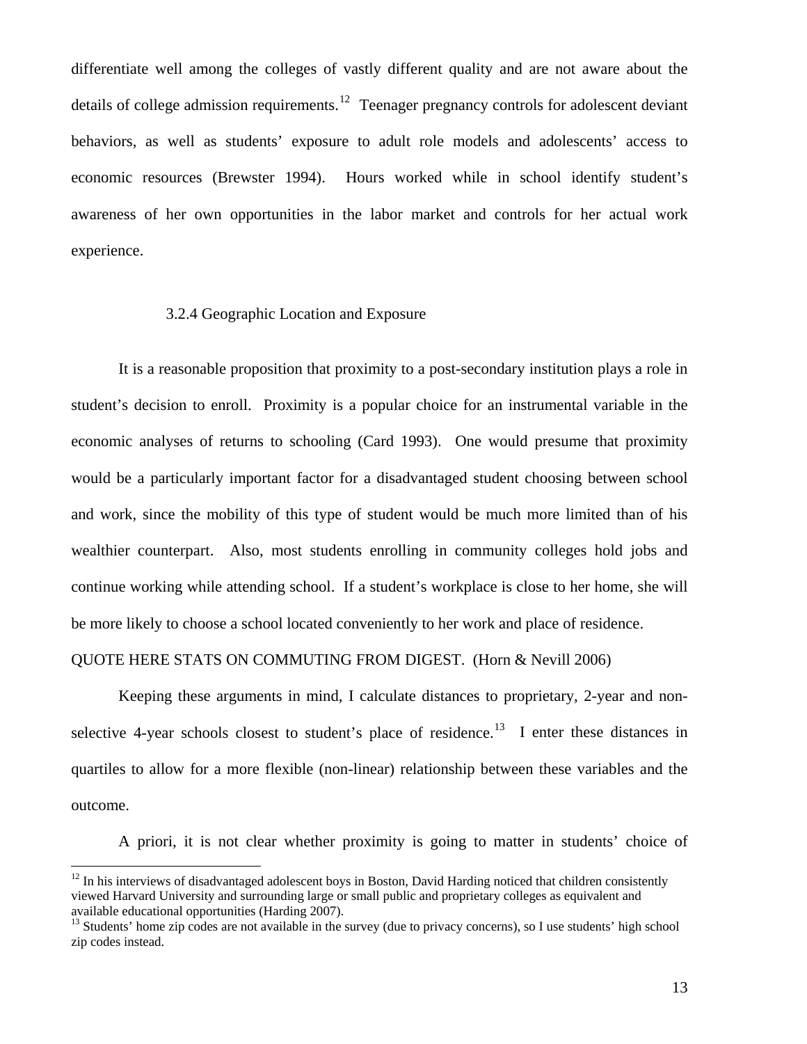differentiate well among the colleges of vastly different quality and are not aware about the details of college admission requirements.[12] Teenager pregnancy controls for adolescent deviant behaviors, as well as students' exposure to adult role models and adolescents' access to economic resources (Brewster 1994). Hours worked while in school identify student's awareness of her own opportunities in the labor market and controls for her actual work experience.

### 3.2.4 Geographic Location and Exposure

It is a reasonable proposition that proximity to a post-secondary institution plays a role in student's decision to enroll. Proximity is a popular choice for an instrumental variable in the economic analyses of returns to schooling (Card 1993). One would presume that proximity would be a particularly important factor for a disadvantaged student choosing between school and work, since the mobility of this type of student would be much more limited than of his wealthier counterpart. Also, most students enrolling in community colleges hold jobs and continue working while attending school. If a student's workplace is close to her home, she will be more likely to choose a school located conveniently to her work and place of residence.

QUOTE HERE STATS ON COMMUTING FROM DIGEST. (Horn & Nevill 2006)

Keeping these arguments in mind, I calculate distances to proprietary, 2-year and non-selective 4-year schools closest to student's place of residence.[13] I enter these distances in quartiles to allow for a more flexible (non-linear) relationship between these variables and the outcome.

A priori, it is not clear whether proximity is going to matter in students' choice of

---

[12] In his interviews of disadvantaged adolescent boys in Boston, David Harding noticed that children consistently viewed Harvard University and surrounding large or small public and proprietary colleges as equivalent and available educational opportunities (Harding 2007).

[13] Students' home zip codes are not available in the survey (due to privacy concerns), so I use students' high school zip codes instead.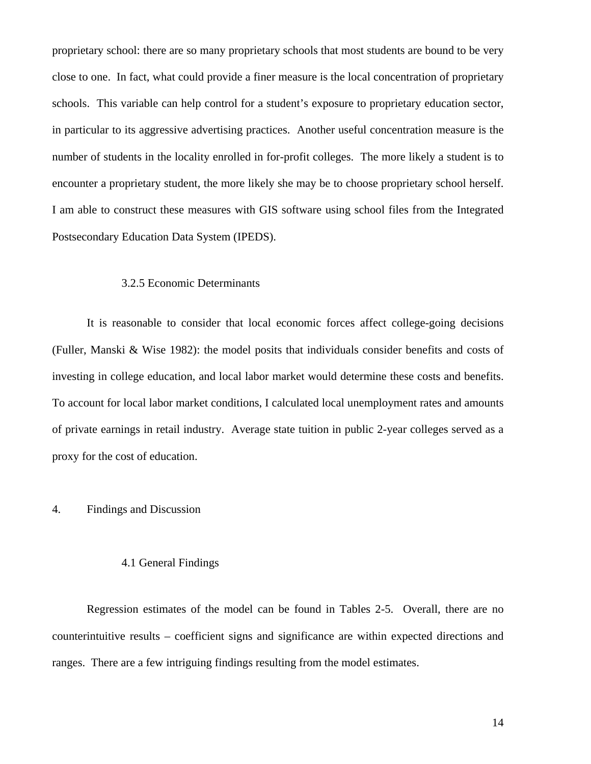proprietary school: there are so many proprietary schools that most students are bound to be very close to one. In fact, what could provide a finer measure is the local concentration of proprietary schools. This variable can help control for a student's exposure to proprietary education sector, in particular to its aggressive advertising practices. Another useful concentration measure is the number of students in the locality enrolled in for-profit colleges. The more likely a student is to encounter a proprietary student, the more likely she may be to choose proprietary school herself. I am able to construct these measures with GIS software using school files from the Integrated Postsecondary Education Data System (IPEDS).

### 3.2.5 Economic Determinants

It is reasonable to consider that local economic forces affect college-going decisions (Fuller, Manski & Wise 1982): the model posits that individuals consider benefits and costs of investing in college education, and local labor market would determine these costs and benefits. To account for local labor market conditions, I calculated local unemployment rates and amounts of private earnings in retail industry. Average state tuition in public 2-year colleges served as a proxy for the cost of education.

## 4. Findings and Discussion

### 4.1 General Findings

Regression estimates of the model can be found in Tables 2-5. Overall, there are no counterintuitive results – coefficient signs and significance are within expected directions and ranges. There are a few intriguing findings resulting from the model estimates.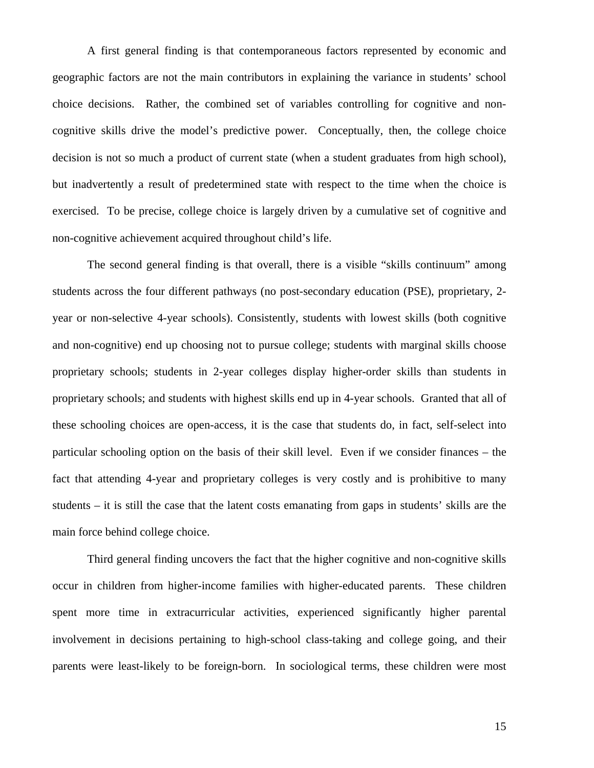A first general finding is that contemporaneous factors represented by economic and geographic factors are not the main contributors in explaining the variance in students' school choice decisions. Rather, the combined set of variables controlling for cognitive and non-cognitive skills drive the model's predictive power. Conceptually, then, the college choice decision is not so much a product of current state (when a student graduates from high school), but inadvertently a result of predetermined state with respect to the time when the choice is exercised. To be precise, college choice is largely driven by a cumulative set of cognitive and non-cognitive achievement acquired throughout child's life.

The second general finding is that overall, there is a visible "skills continuum" among students across the four different pathways (no post-secondary education (PSE), proprietary, 2-year or non-selective 4-year schools). Consistently, students with lowest skills (both cognitive and non-cognitive) end up choosing not to pursue college; students with marginal skills choose proprietary schools; students in 2-year colleges display higher-order skills than students in proprietary schools; and students with highest skills end up in 4-year schools. Granted that all of these schooling choices are open-access, it is the case that students do, in fact, self-select into particular schooling option on the basis of their skill level. Even if we consider finances – the fact that attending 4-year and proprietary colleges is very costly and is prohibitive to many students – it is still the case that the latent costs emanating from gaps in students' skills are the main force behind college choice.

Third general finding uncovers the fact that the higher cognitive and non-cognitive skills occur in children from higher-income families with higher-educated parents. These children spent more time in extracurricular activities, experienced significantly higher parental involvement in decisions pertaining to high-school class-taking and college going, and their parents were least-likely to be foreign-born. In sociological terms, these children were most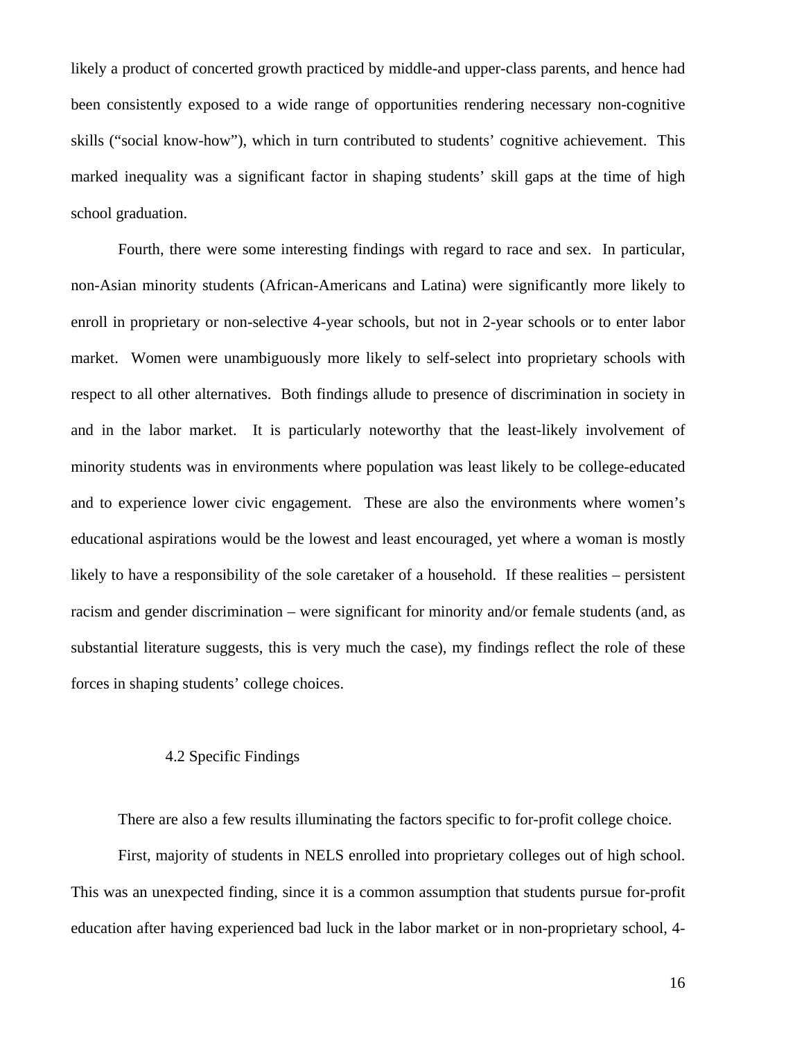likely a product of concerted growth practiced by middle-and upper-class parents, and hence had been consistently exposed to a wide range of opportunities rendering necessary non-cognitive skills ("social know-how"), which in turn contributed to students' cognitive achievement. This marked inequality was a significant factor in shaping students' skill gaps at the time of high school graduation.

Fourth, there were some interesting findings with regard to race and sex. In particular, non-Asian minority students (African-Americans and Latina) were significantly more likely to enroll in proprietary or non-selective 4-year schools, but not in 2-year schools or to enter labor market. Women were unambiguously more likely to self-select into proprietary schools with respect to all other alternatives. Both findings allude to presence of discrimination in society in and in the labor market. It is particularly noteworthy that the least-likely involvement of minority students was in environments where population was least likely to be college-educated and to experience lower civic engagement. These are also the environments where women's educational aspirations would be the lowest and least encouraged, yet where a woman is mostly likely to have a responsibility of the sole caretaker of a household. If these realities – persistent racism and gender discrimination – were significant for minority and/or female students (and, as substantial literature suggests, this is very much the case), my findings reflect the role of these forces in shaping students' college choices.

### 4.2 Specific Findings

There are also a few results illuminating the factors specific to for-profit college choice.

First, majority of students in NELS enrolled into proprietary colleges out of high school. This was an unexpected finding, since it is a common assumption that students pursue for-profit education after having experienced bad luck in the labor market or in non-proprietary school, 4-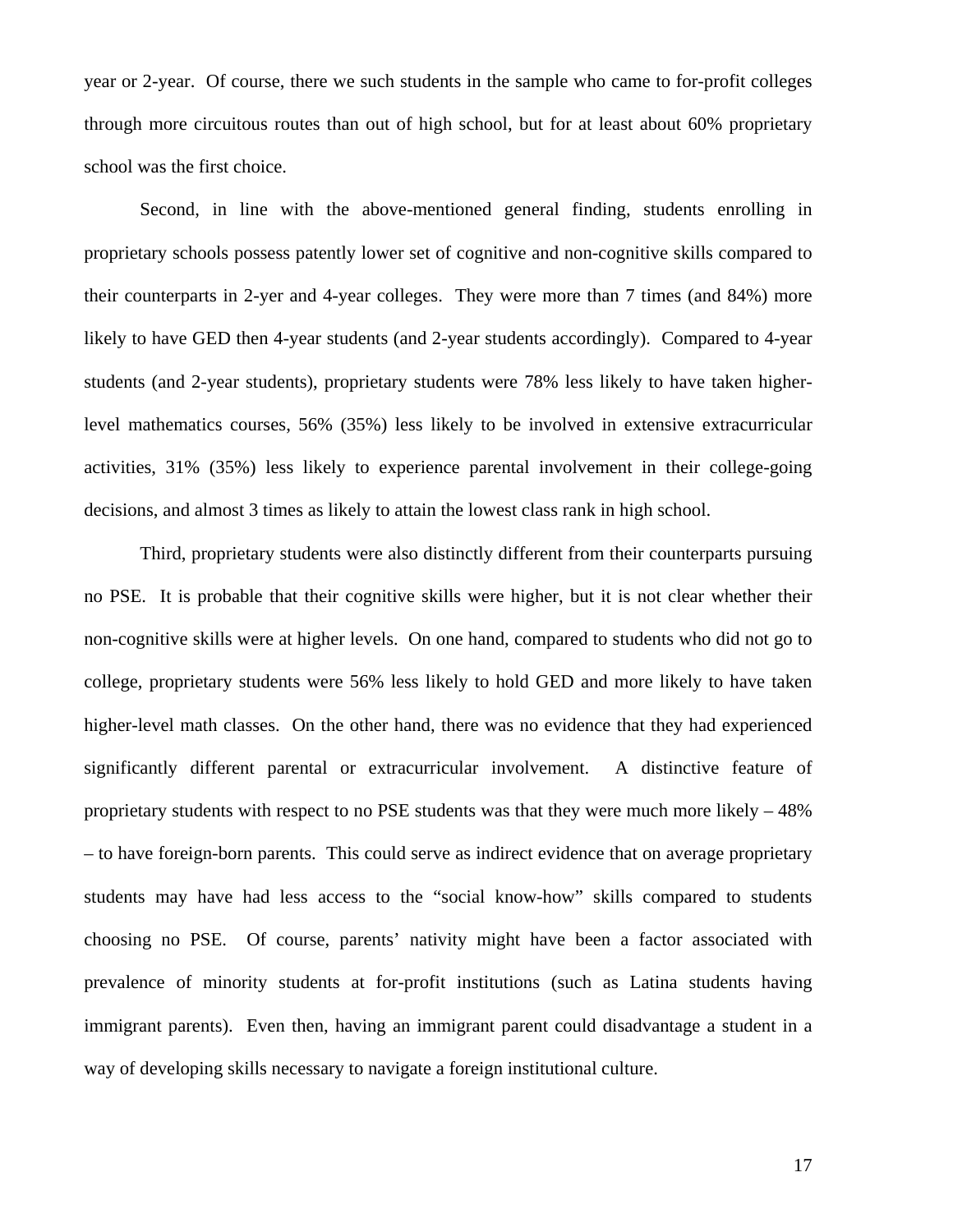year or 2-year. Of course, there we such students in the sample who came to for-profit colleges through more circuitous routes than out of high school, but for at least about 60% proprietary school was the first choice.

Second, in line with the above-mentioned general finding, students enrolling in proprietary schools possess patently lower set of cognitive and non-cognitive skills compared to their counterparts in 2-yer and 4-year colleges. They were more than 7 times (and 84%) more likely to have GED then 4-year students (and 2-year students accordingly). Compared to 4-year students (and 2-year students), proprietary students were 78% less likely to have taken higher-level mathematics courses, 56% (35%) less likely to be involved in extensive extracurricular activities, 31% (35%) less likely to experience parental involvement in their college-going decisions, and almost 3 times as likely to attain the lowest class rank in high school.

Third, proprietary students were also distinctly different from their counterparts pursuing no PSE. It is probable that their cognitive skills were higher, but it is not clear whether their non-cognitive skills were at higher levels. On one hand, compared to students who did not go to college, proprietary students were 56% less likely to hold GED and more likely to have taken higher-level math classes. On the other hand, there was no evidence that they had experienced significantly different parental or extracurricular involvement. A distinctive feature of proprietary students with respect to no PSE students was that they were much more likely – 48% – to have foreign-born parents. This could serve as indirect evidence that on average proprietary students may have had less access to the "social know-how" skills compared to students choosing no PSE. Of course, parents' nativity might have been a factor associated with prevalence of minority students at for-profit institutions (such as Latina students having immigrant parents). Even then, having an immigrant parent could disadvantage a student in a way of developing skills necessary to navigate a foreign institutional culture.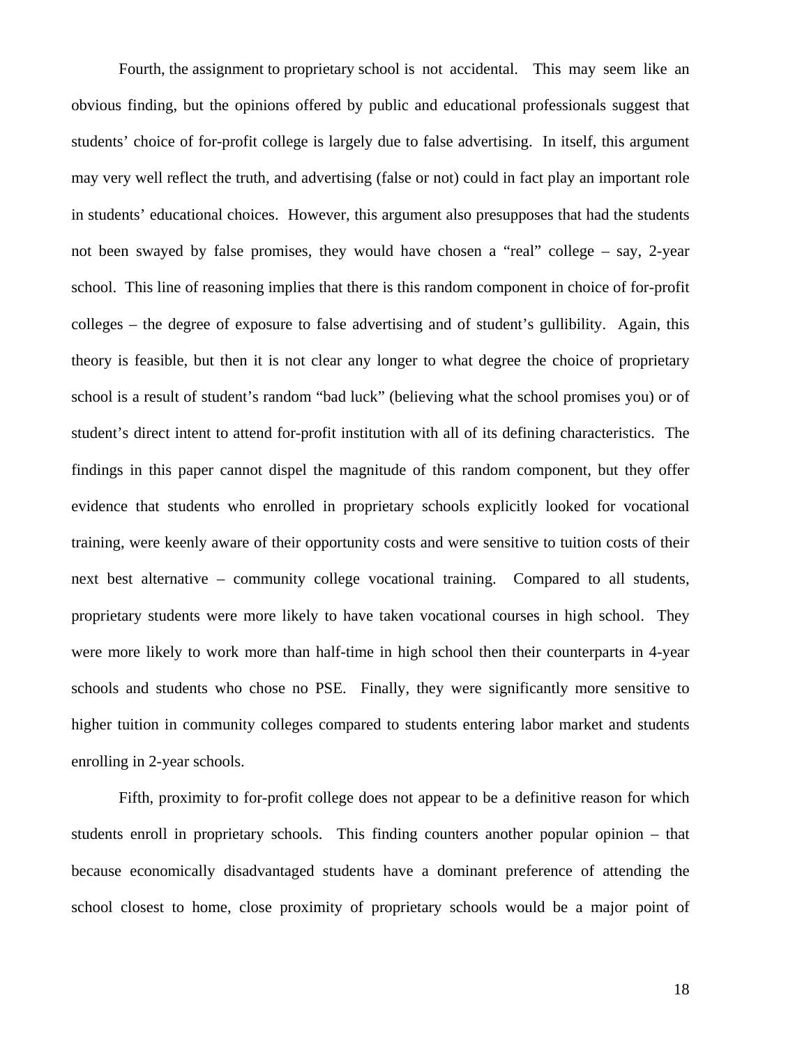Fourth, the assignment to proprietary school is not accidental. This may seem like an obvious finding, but the opinions offered by public and educational professionals suggest that students' choice of for-profit college is largely due to false advertising. In itself, this argument may very well reflect the truth, and advertising (false or not) could in fact play an important role in students' educational choices. However, this argument also presupposes that had the students not been swayed by false promises, they would have chosen a "real" college – say, 2-year school. This line of reasoning implies that there is this random component in choice of for-profit colleges – the degree of exposure to false advertising and of student's gullibility. Again, this theory is feasible, but then it is not clear any longer to what degree the choice of proprietary school is a result of student's random "bad luck" (believing what the school promises you) or of student's direct intent to attend for-profit institution with all of its defining characteristics. The findings in this paper cannot dispel the magnitude of this random component, but they offer evidence that students who enrolled in proprietary schools explicitly looked for vocational training, were keenly aware of their opportunity costs and were sensitive to tuition costs of their next best alternative – community college vocational training. Compared to all students, proprietary students were more likely to have taken vocational courses in high school. They were more likely to work more than half-time in high school then their counterparts in 4-year schools and students who chose no PSE. Finally, they were significantly more sensitive to higher tuition in community colleges compared to students entering labor market and students enrolling in 2-year schools.

Fifth, proximity to for-profit college does not appear to be a definitive reason for which students enroll in proprietary schools. This finding counters another popular opinion – that because economically disadvantaged students have a dominant preference of attending the school closest to home, close proximity of proprietary schools would be a major point of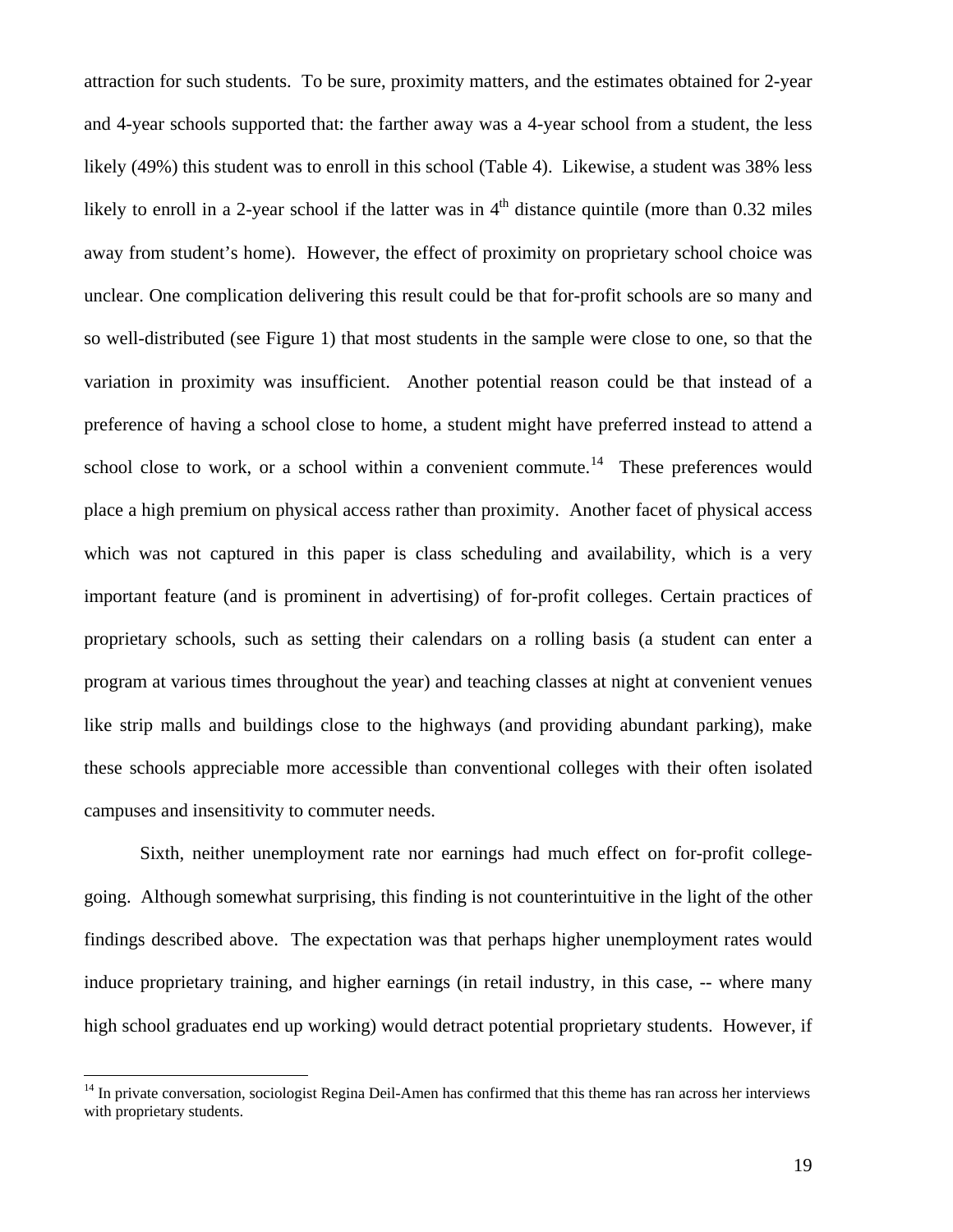attraction for such students. To be sure, proximity matters, and the estimates obtained for 2-year and 4-year schools supported that: the farther away was a 4-year school from a student, the less likely (49%) this student was to enroll in this school (Table 4). Likewise, a student was 38% less likely to enroll in a 2-year school if the latter was in 4th distance quintile (more than 0.32 miles away from student's home). However, the effect of proximity on proprietary school choice was unclear. One complication delivering this result could be that for-profit schools are so many and so well-distributed (see Figure 1) that most students in the sample were close to one, so that the variation in proximity was insufficient. Another potential reason could be that instead of a preference of having a school close to home, a student might have preferred instead to attend a school close to work, or a school within a convenient commute.[14] These preferences would place a high premium on physical access rather than proximity. Another facet of physical access which was not captured in this paper is class scheduling and availability, which is a very important feature (and is prominent in advertising) of for-profit colleges. Certain practices of proprietary schools, such as setting their calendars on a rolling basis (a student can enter a program at various times throughout the year) and teaching classes at night at convenient venues like strip malls and buildings close to the highways (and providing abundant parking), make these schools appreciable more accessible than conventional colleges with their often isolated campuses and insensitivity to commuter needs.

Sixth, neither unemployment rate nor earnings had much effect on for-profit college-going. Although somewhat surprising, this finding is not counterintuitive in the light of the other findings described above. The expectation was that perhaps higher unemployment rates would induce proprietary training, and higher earnings (in retail industry, in this case, -- where many high school graduates end up working) would detract potential proprietary students. However, if

[14] In private conversation, sociologist Regina Deil-Amen has confirmed that this theme has ran across her interviews with proprietary students.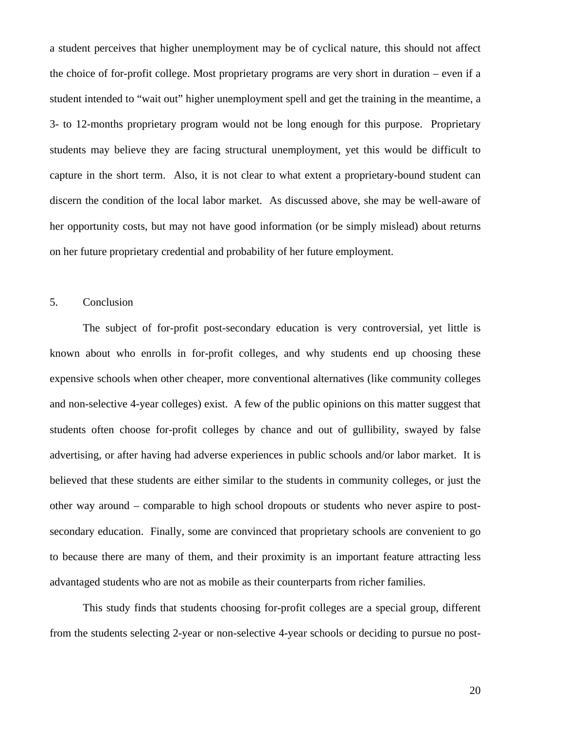a student perceives that higher unemployment may be of cyclical nature, this should not affect the choice of for-profit college. Most proprietary programs are very short in duration – even if a student intended to "wait out" higher unemployment spell and get the training in the meantime, a 3- to 12-months proprietary program would not be long enough for this purpose. Proprietary students may believe they are facing structural unemployment, yet this would be difficult to capture in the short term. Also, it is not clear to what extent a proprietary-bound student can discern the condition of the local labor market. As discussed above, she may be well-aware of her opportunity costs, but may not have good information (or be simply mislead) about returns on her future proprietary credential and probability of her future employment.

## 5. Conclusion

The subject of for-profit post-secondary education is very controversial, yet little is known about who enrolls in for-profit colleges, and why students end up choosing these expensive schools when other cheaper, more conventional alternatives (like community colleges and non-selective 4-year colleges) exist. A few of the public opinions on this matter suggest that students often choose for-profit colleges by chance and out of gullibility, swayed by false advertising, or after having had adverse experiences in public schools and/or labor market. It is believed that these students are either similar to the students in community colleges, or just the other way around – comparable to high school dropouts or students who never aspire to post-secondary education. Finally, some are convinced that proprietary schools are convenient to go to because there are many of them, and their proximity is an important feature attracting less advantaged students who are not as mobile as their counterparts from richer families.

This study finds that students choosing for-profit colleges are a special group, different from the students selecting 2-year or non-selective 4-year schools or deciding to pursue no post-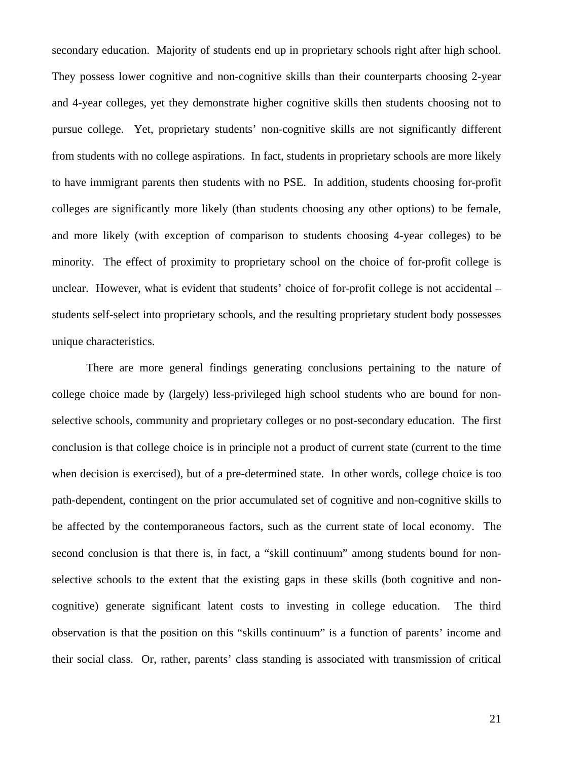secondary education. Majority of students end up in proprietary schools right after high school. They possess lower cognitive and non-cognitive skills than their counterparts choosing 2-year and 4-year colleges, yet they demonstrate higher cognitive skills then students choosing not to pursue college. Yet, proprietary students' non-cognitive skills are not significantly different from students with no college aspirations. In fact, students in proprietary schools are more likely to have immigrant parents then students with no PSE. In addition, students choosing for-profit colleges are significantly more likely (than students choosing any other options) to be female, and more likely (with exception of comparison to students choosing 4-year colleges) to be minority. The effect of proximity to proprietary school on the choice of for-profit college is unclear. However, what is evident that students' choice of for-profit college is not accidental – students self-select into proprietary schools, and the resulting proprietary student body possesses unique characteristics.

There are more general findings generating conclusions pertaining to the nature of college choice made by (largely) less-privileged high school students who are bound for non-selective schools, community and proprietary colleges or no post-secondary education. The first conclusion is that college choice is in principle not a product of current state (current to the time when decision is exercised), but of a pre-determined state. In other words, college choice is too path-dependent, contingent on the prior accumulated set of cognitive and non-cognitive skills to be affected by the contemporaneous factors, such as the current state of local economy. The second conclusion is that there is, in fact, a "skill continuum" among students bound for non-selective schools to the extent that the existing gaps in these skills (both cognitive and non-cognitive) generate significant latent costs to investing in college education. The third observation is that the position on this "skills continuum" is a function of parents' income and their social class. Or, rather, parents' class standing is associated with transmission of critical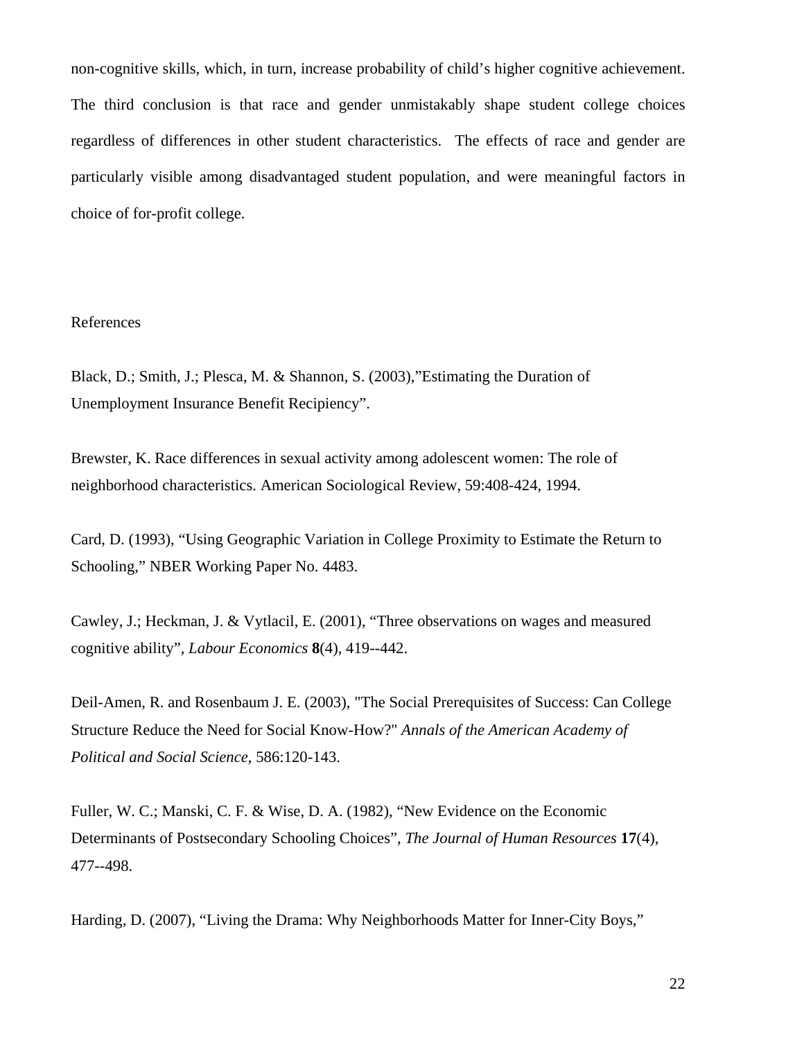non-cognitive skills, which, in turn, increase probability of child's higher cognitive achievement. The third conclusion is that race and gender unmistakably shape student college choices regardless of differences in other student characteristics. The effects of race and gender are particularly visible among disadvantaged student population, and were meaningful factors in choice of for-profit college.

References

Black, D.; Smith, J.; Plesca, M. & Shannon, S. (2003),"Estimating the Duration of Unemployment Insurance Benefit Recipiency".

Brewster, K. Race differences in sexual activity among adolescent women: The role of neighborhood characteristics. American Sociological Review, 59:408-424, 1994.

Card, D. (1993), "Using Geographic Variation in College Proximity to Estimate the Return to Schooling," NBER Working Paper No. 4483.

Cawley, J.; Heckman, J. & Vytlacil, E. (2001), "Three observations on wages and measured cognitive ability", *Labour Economics* **8**(4), 419--442.

Deil-Amen, R. and Rosenbaum J. E. (2003), "The Social Prerequisites of Success: Can College Structure Reduce the Need for Social Know-How?" *Annals of the American Academy of Political and Social Science*, 586:120-143.

Fuller, W. C.; Manski, C. F. & Wise, D. A. (1982), "New Evidence on the Economic Determinants of Postsecondary Schooling Choices", *The Journal of Human Resources* **17**(4), 477--498.

Harding, D. (2007), "Living the Drama: Why Neighborhoods Matter for Inner-City Boys,"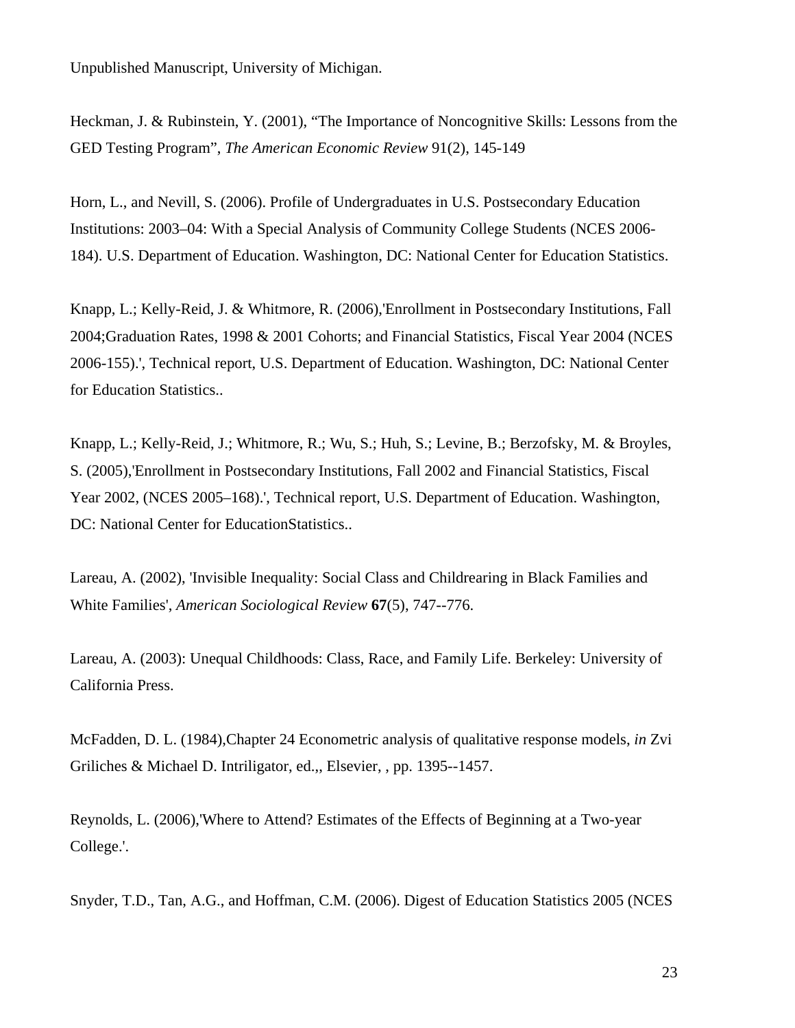Unpublished Manuscript, University of Michigan.

Heckman, J. & Rubinstein, Y. (2001), "The Importance of Noncognitive Skills: Lessons from the GED Testing Program", *The American Economic Review* 91(2), 145-149

Horn, L., and Nevill, S. (2006). Profile of Undergraduates in U.S. Postsecondary Education Institutions: 2003–04: With a Special Analysis of Community College Students (NCES 2006-184). U.S. Department of Education. Washington, DC: National Center for Education Statistics.

Knapp, L.; Kelly-Reid, J. & Whitmore, R. (2006),'Enrollment in Postsecondary Institutions, Fall 2004;Graduation Rates, 1998 & 2001 Cohorts; and Financial Statistics, Fiscal Year 2004 (NCES 2006-155).', Technical report, U.S. Department of Education. Washington, DC: National Center for Education Statistics..

Knapp, L.; Kelly-Reid, J.; Whitmore, R.; Wu, S.; Huh, S.; Levine, B.; Berzofsky, M. & Broyles, S. (2005),'Enrollment in Postsecondary Institutions, Fall 2002 and Financial Statistics, Fiscal Year 2002, (NCES 2005–168).', Technical report, U.S. Department of Education. Washington, DC: National Center for EducationStatistics..

Lareau, A. (2002), 'Invisible Inequality: Social Class and Childrearing in Black Families and White Families', *American Sociological Review* **67**(5), 747--776.

Lareau, A. (2003): Unequal Childhoods: Class, Race, and Family Life. Berkeley: University of California Press.

McFadden, D. L. (1984),Chapter 24 Econometric analysis of qualitative response models, *in* Zvi Griliches & Michael D. Intriligator, ed.,, Elsevier, , pp. 1395--1457.

Reynolds, L. (2006),'Where to Attend? Estimates of the Effects of Beginning at a Two-year College.'.

Snyder, T.D., Tan, A.G., and Hoffman, C.M. (2006). Digest of Education Statistics 2005 (NCES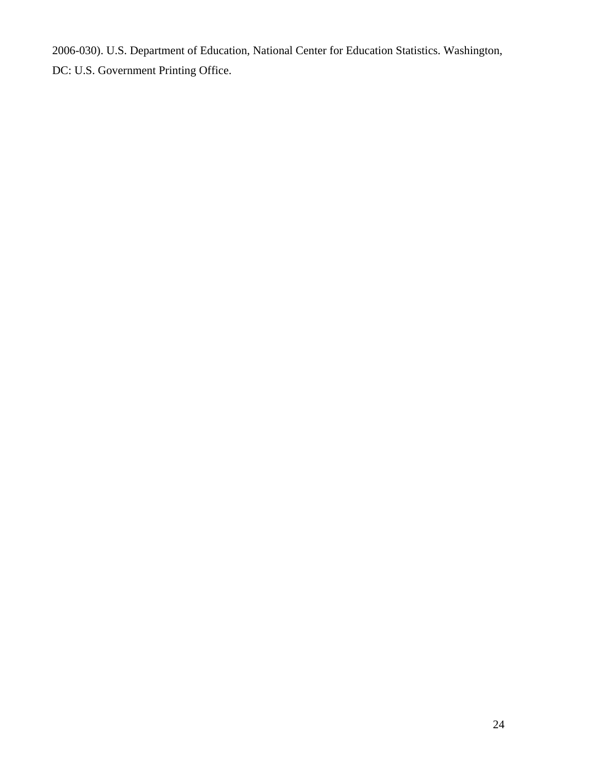2006-030). U.S. Department of Education, National Center for Education Statistics. Washington, DC: U.S. Government Printing Office.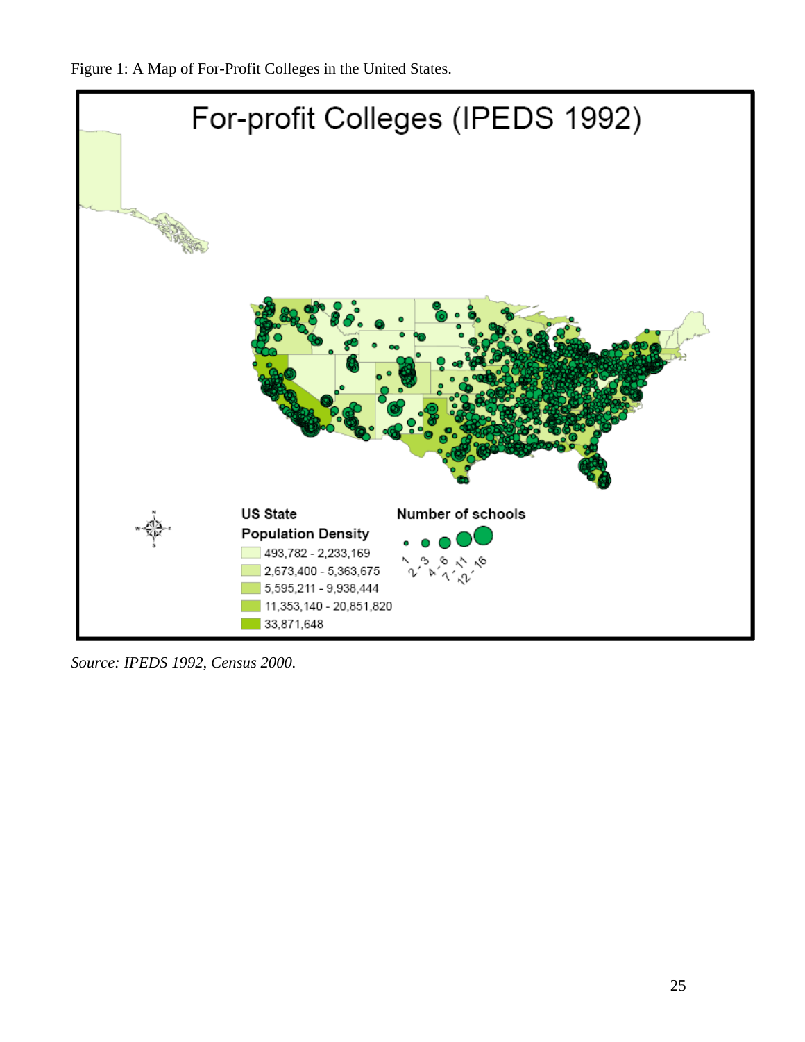Figure 1: A Map of For-Profit Colleges in the United States.

*Source: IPEDS 1992, Census 2000.*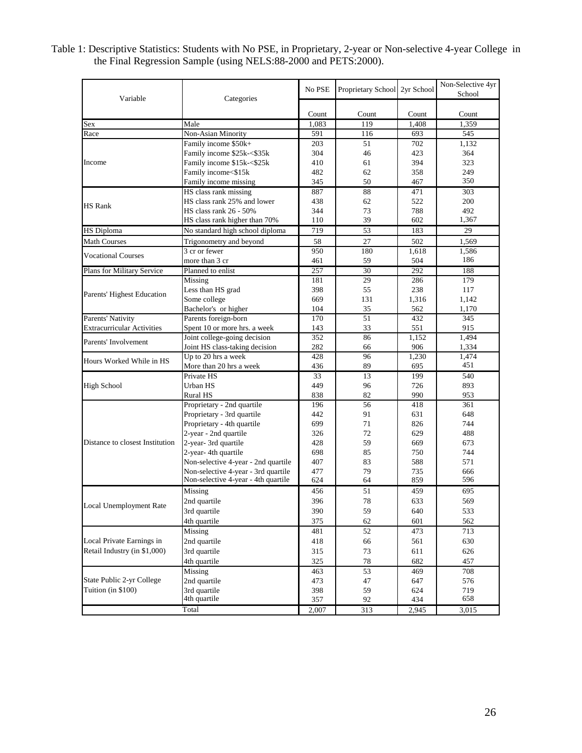Table 1: Descriptive Statistics: Students with No PSE, in Proprietary, 2-year or Non-selective 4-year College in the Final Regression Sample (using NELS:88-2000 and PETS:2000).

| Variable | Categories | No PSE | Proprietary School | 2yr School | Non-Selective 4yr School |
|---|---|---|---|---|---|
| | | Count | Count | Count | Count |
| Sex | Male | 1,083 | 119 | 1,408 | 1,359 |
| Race | Non-Asian Minority | 591 | 116 | 693 | 545 |
| Income | Family income $50k+ | 203 | 51 | 702 | 1,132 |
| | Family income $25k-<$35k | 304 | 46 | 423 | 364 |
| | Family income $15k-<$25k | 410 | 61 | 394 | 323 |
| | Family income<$15k | 482 | 62 | 358 | 249 |
| | Family income missing | 345 | 50 | 467 | 350 |
| HS Rank | HS class rank missing | 887 | 88 | 471 | 303 |
| | HS class rank 25% and lower | 438 | 62 | 522 | 200 |
| | HS class rank 26 - 50% | 344 | 73 | 788 | 492 |
| | HS class rank higher than 70% | 110 | 39 | 602 | 1,367 |
| HS Diploma | No standard high school diploma | 719 | 53 | 183 | 29 |
| Math Courses | Trigonometry and beyond | 58 | 27 | 502 | 1,569 |
| Vocational Courses | 3 cr or fewer | 950 | 180 | 1,618 | 1,586 |
| | more than 3 cr | 461 | 59 | 504 | 186 |
| Plans for Military Service | Planned to enlist | 257 | 30 | 292 | 188 |
| Parents' Highest Education | Missing | 181 | 29 | 286 | 179 |
| | Less than HS grad | 398 | 55 | 238 | 117 |
| | Some college | 669 | 131 | 1,316 | 1,142 |
| | Bachelor's or higher | 104 | 35 | 562 | 1,170 |
| Parents' Nativity | Parents foreign-born | 170 | 51 | 432 | 345 |
| Extracurricular Activities | Spent 10 or more hrs. a week | 143 | 33 | 551 | 915 |
| Parents' Involvement | Joint college-going decision | 352 | 86 | 1,152 | 1,494 |
| | Joint HS class-taking decision | 282 | 66 | 906 | 1,334 |
| Hours Worked While in HS | Up to 20 hrs a week | 428 | 96 | 1,230 | 1,474 |
| | More than 20 hrs a week | 436 | 89 | 695 | 451 |
| High School | Private HS | 33 | 13 | 199 | 540 |
| | Urban HS | 449 | 96 | 726 | 893 |
| | Rural HS | 838 | 82 | 990 | 953 |
| Distance to closest Institution | Proprietary - 2nd quartile | 196 | 56 | 418 | 361 |
| | Proprietary - 3rd quartile | 442 | 91 | 631 | 648 |
| | Proprietary - 4th quartile | 699 | 71 | 826 | 744 |
| | 2-year - 2nd quartile | 326 | 72 | 629 | 488 |
| | 2-year- 3rd quartile | 428 | 59 | 669 | 673 |
| | 2-year- 4th quartile | 698 | 85 | 750 | 744 |
| | Non-selective 4-year - 2nd quartile | 407 | 83 | 588 | 571 |
| | Non-selective 4-year - 3rd quartile | 477 | 79 | 735 | 666 |
| | Non-selective 4-year - 4th quartile | 624 | 64 | 859 | 596 |
| Local Unemployment Rate | Missing | 456 | 51 | 459 | 695 |
| | 2nd quartile | 396 | 78 | 633 | 569 |
| | 3rd quartile | 390 | 59 | 640 | 533 |
| | 4th quartile | 375 | 62 | 601 | 562 |
| Local Private Earnings in Retail Industry (in $1,000) | Missing | 481 | 52 | 473 | 713 |
| | 2nd quartile | 418 | 66 | 561 | 630 |
| | 3rd quartile | 315 | 73 | 611 | 626 |
| | 4th quartile | 325 | 78 | 682 | 457 |
| State Public 2-yr College Tuition (in $100) | Missing | 463 | 53 | 469 | 708 |
| | 2nd quartile | 473 | 47 | 647 | 576 |
| | 3rd quartile | 398 | 59 | 624 | 719 |
| | 4th quartile | 357 | 92 | 434 | 658 |
| | Total | 2,007 | 313 | 2,945 | 3,015 |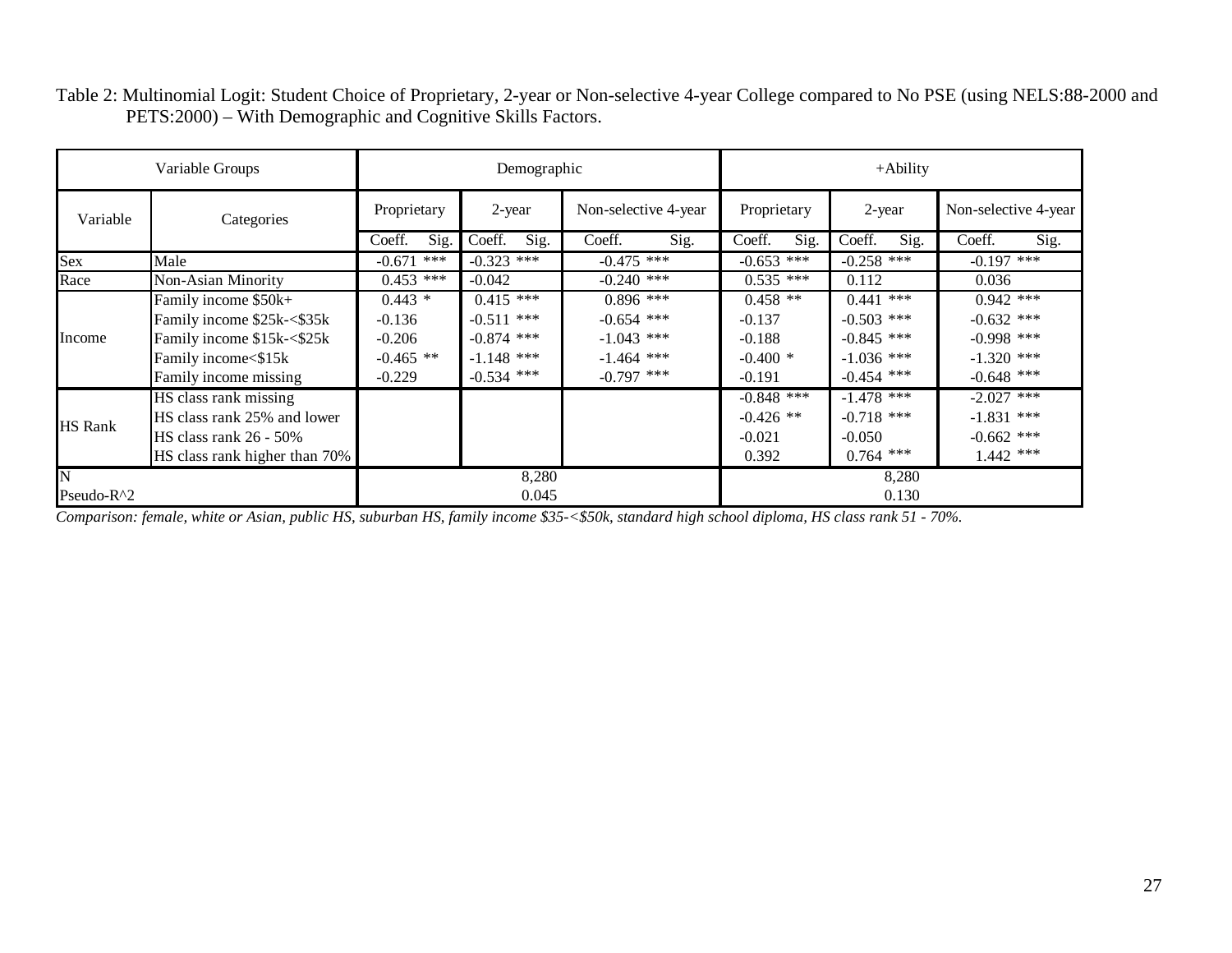Table 2: Multinomial Logit: Student Choice of Proprietary, 2-year or Non-selective 4-year College compared to No PSE (using NELS:88-2000 and PETS:2000) – With Demographic and Cognitive Skills Factors.

| Variable Groups | | Demographic | | | | | | +Ability | | | | | |
|---|---|---|---|---|---|---|---|---|---|---|---|---|---|
| Variable | Categories | Proprietary | | 2-year | | Non-selective 4-year | | Proprietary | | 2-year | | Non-selective 4-year | |
| | | Coeff. | Sig. | Coeff. | Sig. | Coeff. | Sig. | Coeff. | Sig. | Coeff. | Sig. | Coeff. | Sig. |
| Sex | Male | -0.671 | *** | -0.323 | *** | -0.475 | *** | -0.653 | *** | -0.258 | *** | -0.197 | *** |
| Race | Non-Asian Minority | 0.453 | *** | -0.042 | | -0.240 | *** | 0.535 | *** | 0.112 | | 0.036 | |
| Income | Family income $50k+ | 0.443 | * | 0.415 | *** | 0.896 | *** | 0.458 | ** | 0.441 | *** | 0.942 | *** |
| | Family income $25k-<$35k | -0.136 | | -0.511 | *** | -0.654 | *** | -0.137 | | -0.503 | *** | -0.632 | *** |
| | Family income $15k-<$25k | -0.206 | | -0.874 | *** | -1.043 | *** | -0.188 | | -0.845 | *** | -0.998 | *** |
| | Family income<$15k | -0.465 | ** | -1.148 | *** | -1.464 | *** | -0.400 | * | -1.036 | *** | -1.320 | *** |
| | Family income missing | -0.229 | | -0.534 | *** | -0.797 | *** | -0.191 | | -0.454 | *** | -0.648 | *** |
| HS Rank | HS class rank missing | | | | | | | -0.848 | *** | -1.478 | *** | -2.027 | *** |
| | HS class rank 25% and lower | | | | | | | -0.426 | ** | -0.718 | *** | -1.831 | *** |
| | HS class rank 26 - 50% | | | | | | | -0.021 | | -0.050 | | -0.662 | *** |
| | HS class rank higher than 70% | | | | | | | 0.392 | | 0.764 | *** | 1.442 | *** |
| N | | 8,280 | | | | | | 8,280 | | | | | |
| Pseudo-R^2 | | 0.045 | | | | | | 0.130 | | | | | |

*Comparison: female, white or Asian, public HS, suburban HS, family income $35-<$50k, standard high school diploma, HS class rank 51 - 70%.*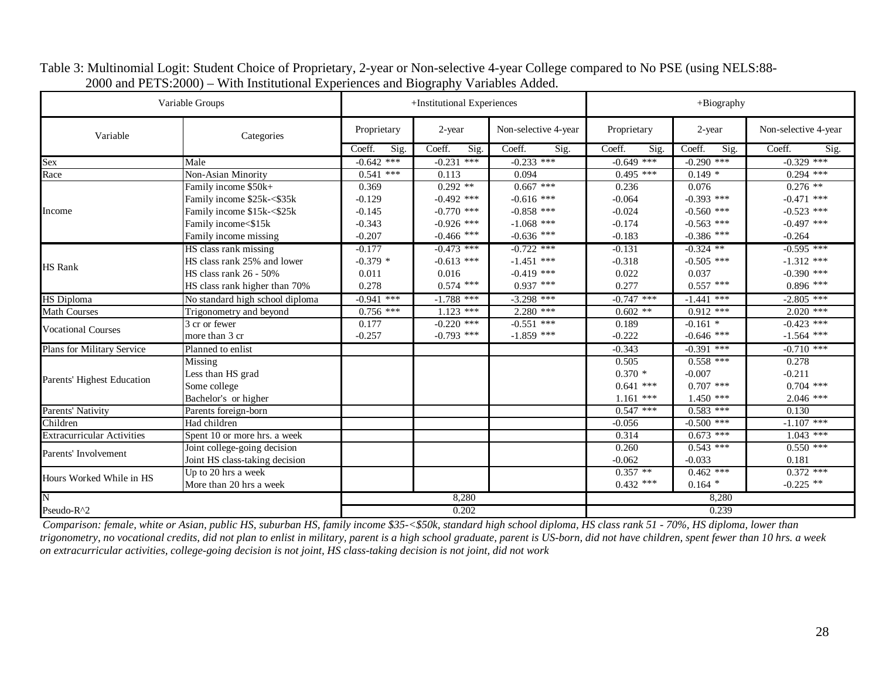Table 3: Multinomial Logit: Student Choice of Proprietary, 2-year or Non-selective 4-year College compared to No PSE (using NELS:88-2000 and PETS:2000) – With Institutional Experiences and Biography Variables Added.

| Variable Groups | | +Institutional Experiences | | | | | | +Biography | | | | | |
|---|---|---|---|---|---|---|---|---|---|---|---|---|---|
| Variable | Categories | Proprietary | | 2-year | | Non-selective 4-year | | Proprietary | | 2-year | | Non-selective 4-year | |
| | | Coeff. | Sig. | Coeff. | Sig. | Coeff. | Sig. | Coeff. | Sig. | Coeff. | Sig. | Coeff. | Sig. |
| Sex | Male | -0.642 | *** | -0.231 | *** | -0.233 | *** | -0.649 | *** | -0.290 | *** | -0.329 | *** |
| Race | Non-Asian Minority | 0.541 | *** | 0.113 | | 0.094 | | 0.495 | *** | 0.149 | * | 0.294 | *** |
| Income | Family income $50k+ | 0.369 | | 0.292 | ** | 0.667 | *** | 0.236 | | 0.076 | | 0.276 | ** |
| | Family income $25k-<$35k | -0.129 | | -0.492 | *** | -0.616 | *** | -0.064 | | -0.393 | *** | -0.471 | *** |
| | Family income $15k-<$25k | -0.145 | | -0.770 | *** | -0.858 | *** | -0.024 | | -0.560 | *** | -0.523 | *** |
| | Family income<$15k | -0.343 | | -0.926 | *** | -1.068 | *** | -0.174 | | -0.563 | *** | -0.497 | *** |
| | Family income missing | -0.207 | | -0.466 | *** | -0.636 | *** | -0.183 | | -0.386 | *** | -0.264 | |
| HS Rank | HS class rank missing | -0.177 | | -0.473 | *** | -0.722 | *** | -0.131 | | -0.324 | ** | -0.595 | *** |
| | HS class rank 25% and lower | -0.379 | * | -0.613 | *** | -1.451 | *** | -0.318 | | -0.505 | *** | -1.312 | *** |
| | HS class rank 26 - 50% | 0.011 | | 0.016 | | -0.419 | *** | 0.022 | | 0.037 | | -0.390 | *** |
| | HS class rank higher than 70% | 0.278 | | 0.574 | *** | 0.937 | *** | 0.277 | | 0.557 | *** | 0.896 | *** |
| HS Diploma | No standard high school diploma | -0.941 | *** | -1.788 | *** | -3.298 | *** | -0.747 | *** | -1.441 | *** | -2.805 | *** |
| Math Courses | Trigonometry and beyond | 0.756 | *** | 1.123 | *** | 2.280 | *** | 0.602 | ** | 0.912 | *** | 2.020 | *** |
| Vocational Courses | 3 cr or fewer | 0.177 | | -0.220 | *** | -0.551 | *** | 0.189 | | -0.161 | * | -0.423 | *** |
| | more than 3 cr | -0.257 | | -0.793 | *** | -1.859 | *** | -0.222 | | -0.646 | *** | -1.564 | *** |
| Plans for Military Service | Planned to enlist | | | | | | | -0.343 | | -0.391 | *** | -0.710 | *** |
| Parents' Highest Education | Missing | | | | | | | 0.505 | | 0.558 | *** | 0.278 | |
| | Less than HS grad | | | | | | | 0.370 | * | -0.007 | | -0.211 | |
| | Some college | | | | | | | 0.641 | *** | 0.707 | *** | 0.704 | *** |
| | Bachelor's or higher | | | | | | | 1.161 | *** | 1.450 | *** | 2.046 | *** |
| Parents' Nativity | Parents foreign-born | | | | | | | 0.547 | *** | 0.583 | *** | 0.130 | |
| Children | Had children | | | | | | | -0.056 | | -0.500 | *** | -1.107 | *** |
| Extracurricular Activities | Spent 10 or more hrs. a week | | | | | | | 0.314 | | 0.673 | *** | 1.043 | *** |
| Parents' Involvement | Joint college-going decision | | | | | | | 0.260 | | 0.543 | *** | 0.550 | *** |
| | Joint HS class-taking decision | | | | | | | -0.062 | | -0.033 | | 0.181 | |
| Hours Worked While in HS | Up to 20 hrs a week | | | | | | | 0.357 | ** | 0.462 | *** | 0.372 | *** |
| | More than 20 hrs a week | | | | | | | 0.432 | *** | 0.164 | * | -0.225 | ** |
| N | | 8,280 | | | | | | 8,280 | | | | | |
| Pseudo-R^2 | | 0.202 | | | | | | 0.239 | | | | | |

*Comparison: female, white or Asian, public HS, suburban HS, family income $35-<$50k, standard high school diploma, HS class rank 51 - 70%, HS diploma, lower than trigonometry, no vocational credits, did not plan to enlist in military, parent is a high school graduate, parent is US-born, did not have children, spent fewer than 10 hrs. a week on extracurricular activities, college-going decision is not joint, HS class-taking decision is not joint, did not work*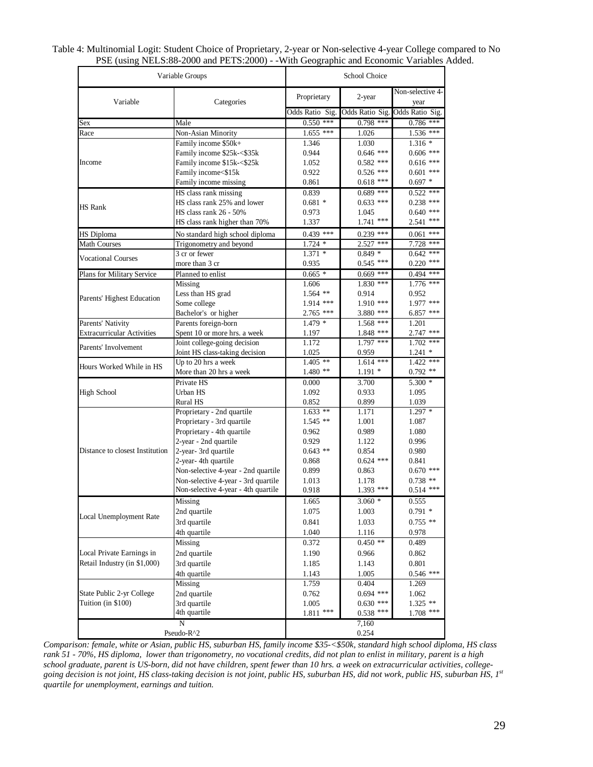Table 4: Multinomial Logit: Student Choice of Proprietary, 2-year or Non-selective 4-year College compared to No PSE (using NELS:88-2000 and PETS:2000) - -With Geographic and Economic Variables Added.

| Variable Groups | | School Choice | | |
|---|---|---|---|---|
| Variable | Categories | Proprietary | 2-year | Non-selective 4-year |
| | | Odds Ratio Sig. | Odds Ratio Sig. | Odds Ratio Sig. |
| Sex | Male | 0.550 *** | 0.798 *** | 0.786 *** |
| Race | Non-Asian Minority | 1.655 *** | 1.026 | 1.536 *** |
| Income | Family income $50k+ | 1.346 | 1.030 | 1.316 * |
| | Family income $25k-<$35k | 0.944 | 0.646 *** | 0.606 *** |
| | Family income $15k-<$25k | 1.052 | 0.582 *** | 0.616 *** |
| | Family income<$15k | 0.922 | 0.526 *** | 0.601 *** |
| | Family income missing | 0.861 | 0.618 *** | 0.697 * |
| HS Rank | HS class rank missing | 0.839 | 0.689 *** | 0.522 *** |
| | HS class rank 25% and lower | 0.681 * | 0.633 *** | 0.238 *** |
| | HS class rank 26 - 50% | 0.973 | 1.045 | 0.640 *** |
| | HS class rank higher than 70% | 1.337 | 1.741 *** | 2.541 *** |
| HS Diploma | No standard high school diploma | 0.439 *** | 0.239 *** | 0.061 *** |
| Math Courses | Trigonometry and beyond | 1.724 * | 2.527 *** | 7.728 *** |
| Vocational Courses | 3 cr or fewer | 1.371 * | 0.849 * | 0.642 *** |
| | more than 3 cr | 0.935 | 0.545 *** | 0.220 *** |
| Plans for Military Service | Planned to enlist | 0.665 * | 0.669 *** | 0.494 *** |
| Parents' Highest Education | Missing | 1.606 | 1.830 *** | 1.776 *** |
| | Less than HS grad | 1.564 ** | 0.914 | 0.952 |
| | Some college | 1.914 *** | 1.910 *** | 1.977 *** |
| | Bachelor's or higher | 2.765 *** | 3.880 *** | 6.857 *** |
| Parents' Nativity | Parents foreign-born | 1.479 * | 1.568 *** | 1.201 |
| Extracurricular Activities | Spent 10 or more hrs. a week | 1.197 | 1.848 *** | 2.747 *** |
| Parents' Involvement | Joint college-going decision | 1.172 | 1.797 *** | 1.702 *** |
| | Joint HS class-taking decision | 1.025 | 0.959 | 1.241 * |
| Hours Worked While in HS | Up to 20 hrs a week | 1.405 ** | 1.614 *** | 1.422 *** |
| | More than 20 hrs a week | 1.480 ** | 1.191 * | 0.792 ** |
| High School | Private HS | 0.000 | 3.700 | 5.300 * |
| | Urban HS | 1.092 | 0.933 | 1.095 |
| | Rural HS | 0.852 | 0.899 | 1.039 |
| Distance to closest Institution | Proprietary - 2nd quartile | 1.633 ** | 1.171 | 1.297 * |
| | Proprietary - 3rd quartile | 1.545 ** | 1.001 | 1.087 |
| | Proprietary - 4th quartile | 0.962 | 0.989 | 1.080 |
| | 2-year - 2nd quartile | 0.929 | 1.122 | 0.996 |
| | 2-year- 3rd quartile | 0.643 ** | 0.854 | 0.980 |
| | 2-year- 4th quartile | 0.868 | 0.624 *** | 0.841 |
| | Non-selective 4-year - 2nd quartile | 0.899 | 0.863 | 0.670 *** |
| | Non-selective 4-year - 3rd quartile | 1.013 | 1.178 | 0.738 ** |
| | Non-selective 4-year - 4th quartile | 0.918 | 1.393 *** | 0.514 *** |
| Local Unemployment Rate | Missing | 1.665 | 3.060 * | 0.555 |
| | 2nd quartile | 1.075 | 1.003 | 0.791 * |
| | 3rd quartile | 0.841 | 1.033 | 0.755 ** |
| | 4th quartile | 1.040 | 1.116 | 0.978 |
| Local Private Earnings in Retail Industry (in $1,000) | Missing | 0.372 | 0.450 ** | 0.489 |
| | 2nd quartile | 1.190 | 0.966 | 0.862 |
| | 3rd quartile | 1.185 | 1.143 | 0.801 |
| | 4th quartile | 1.143 | 1.005 | 0.546 *** |
| State Public 2-yr College Tuition (in $100) | Missing | 1.759 | 0.404 | 1.269 |
| | 2nd quartile | 0.762 | 0.694 *** | 1.062 |
| | 3rd quartile | 1.005 | 0.630 *** | 1.325 ** |
| | 4th quartile | 1.811 *** | 0.538 *** | 1.708 *** |
| N | | | 7,160 | |
| Pseudo-R^2 | | | 0.254 | |

*Comparison: female, white or Asian, public HS, suburban HS, family income $35-<$50k, standard high school diploma, HS class rank 51 - 70%, HS diploma, lower than trigonometry, no vocational credits, did not plan to enlist in military, parent is a high school graduate, parent is US-born, did not have children, spent fewer than 10 hrs. a week on extracurricular activities, college-going decision is not joint, HS class-taking decision is not joint, public HS, suburban HS, did not work, public HS, suburban HS, 1st quartile for unemployment, earnings and tuition.*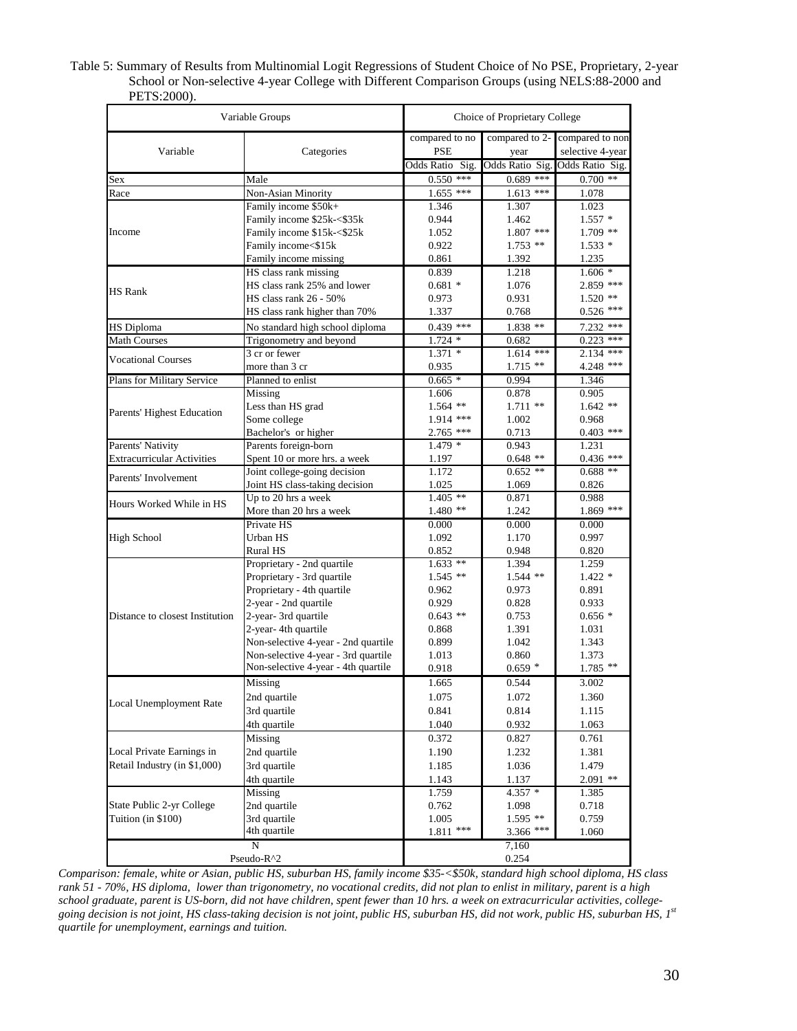Table 5: Summary of Results from Multinomial Logit Regressions of Student Choice of No PSE, Proprietary, 2-year School or Non-selective 4-year College with Different Comparison Groups (using NELS:88-2000 and PETS:2000).

| Variable Groups | | Choice of Proprietary College | | |
|---|---|---|---|---|
| Variable | Categories | compared to no PSE | compared to 2-year | compared to non selective 4-year |
| | | Odds Ratio Sig. | Odds Ratio Sig. | Odds Ratio Sig. |
| Sex | Male | 0.550 *** | 0.689 *** | 0.700 ** |
| Race | Non-Asian Minority | 1.655 *** | 1.613 *** | 1.078 |
| Income | Family income $50k+ | 1.346 | 1.307 | 1.023 |
| | Family income $25k-<$35k | 0.944 | 1.462 | 1.557 * |
| | Family income $15k-<$25k | 1.052 | 1.807 *** | 1.709 ** |
| | Family income<$15k | 0.922 | 1.753 ** | 1.533 * |
| | Family income missing | 0.861 | 1.392 | 1.235 |
| HS Rank | HS class rank missing | 0.839 | 1.218 | 1.606 * |
| | HS class rank 25% and lower | 0.681 * | 1.076 | 2.859 *** |
| | HS class rank 26 - 50% | 0.973 | 0.931 | 1.520 ** |
| | HS class rank higher than 70% | 1.337 | 0.768 | 0.526 *** |
| HS Diploma | No standard high school diploma | 0.439 *** | 1.838 ** | 7.232 *** |
| Math Courses | Trigonometry and beyond | 1.724 * | 0.682 | 0.223 *** |
| Vocational Courses | 3 cr or fewer | 1.371 * | 1.614 *** | 2.134 *** |
| | more than 3 cr | 0.935 | 1.715 ** | 4.248 *** |
| Plans for Military Service | Planned to enlist | 0.665 * | 0.994 | 1.346 |
| Parents' Highest Education | Missing | 1.606 | 0.878 | 0.905 |
| | Less than HS grad | 1.564 ** | 1.711 ** | 1.642 ** |
| | Some college | 1.914 *** | 1.002 | 0.968 |
| | Bachelor's or higher | 2.765 *** | 0.713 | 0.403 *** |
| Parents' Nativity | Parents foreign-born | 1.479 * | 0.943 | 1.231 |
| Extracurricular Activities | Spent 10 or more hrs. a week | 1.197 | 0.648 ** | 0.436 *** |
| Parents' Involvement | Joint college-going decision | 1.172 | 0.652 ** | 0.688 ** |
| | Joint HS class-taking decision | 1.025 | 1.069 | 0.826 |
| Hours Worked While in HS | Up to 20 hrs a week | 1.405 ** | 0.871 | 0.988 |
| | More than 20 hrs a week | 1.480 ** | 1.242 | 1.869 *** |
| High School | Private HS | 0.000 | 0.000 | 0.000 |
| | Urban HS | 1.092 | 1.170 | 0.997 |
| | Rural HS | 0.852 | 0.948 | 0.820 |
| Distance to closest Institution | Proprietary - 2nd quartile | 1.633 ** | 1.394 | 1.259 |
| | Proprietary - 3rd quartile | 1.545 ** | 1.544 ** | 1.422 * |
| | Proprietary - 4th quartile | 0.962 | 0.973 | 0.891 |
| | 2-year - 2nd quartile | 0.929 | 0.828 | 0.933 |
| | 2-year- 3rd quartile | 0.643 ** | 0.753 | 0.656 * |
| | 2-year- 4th quartile | 0.868 | 1.391 | 1.031 |
| | Non-selective 4-year - 2nd quartile | 0.899 | 1.042 | 1.343 |
| | Non-selective 4-year - 3rd quartile | 1.013 | 0.860 | 1.373 |
| | Non-selective 4-year - 4th quartile | 0.918 | 0.659 * | 1.785 ** |
| Local Unemployment Rate | Missing | 1.665 | 0.544 | 3.002 |
| | 2nd quartile | 1.075 | 1.072 | 1.360 |
| | 3rd quartile | 0.841 | 0.814 | 1.115 |
| | 4th quartile | 1.040 | 0.932 | 1.063 |
| Local Private Earnings in Retail Industry (in $1,000) | Missing | 0.372 | 0.827 | 0.761 |
| | 2nd quartile | 1.190 | 1.232 | 1.381 |
| | 3rd quartile | 1.185 | 1.036 | 1.479 |
| | 4th quartile | 1.143 | 1.137 | 2.091 ** |
| State Public 2-yr College Tuition (in $100) | Missing | 1.759 | 4.357 * | 1.385 |
| | 2nd quartile | 0.762 | 1.098 | 0.718 |
| | 3rd quartile | 1.005 | 1.595 ** | 0.759 |
| | 4th quartile | 1.811 *** | 3.366 *** | 1.060 |
| N | | | 7,160 | |
| Pseudo-R^2 | | | 0.254 | |

*Comparison: female, white or Asian, public HS, suburban HS, family income $35-<$50k, standard high school diploma, HS class rank 51 - 70%, HS diploma, lower than trigonometry, no vocational credits, did not plan to enlist in military, parent is a high school graduate, parent is US-born, did not have children, spent fewer than 10 hrs. a week on extracurricular activities, college-going decision is not joint, HS class-taking decision is not joint, public HS, suburban HS, did not work, public HS, suburban HS, 1st quartile for unemployment, earnings and tuition.*